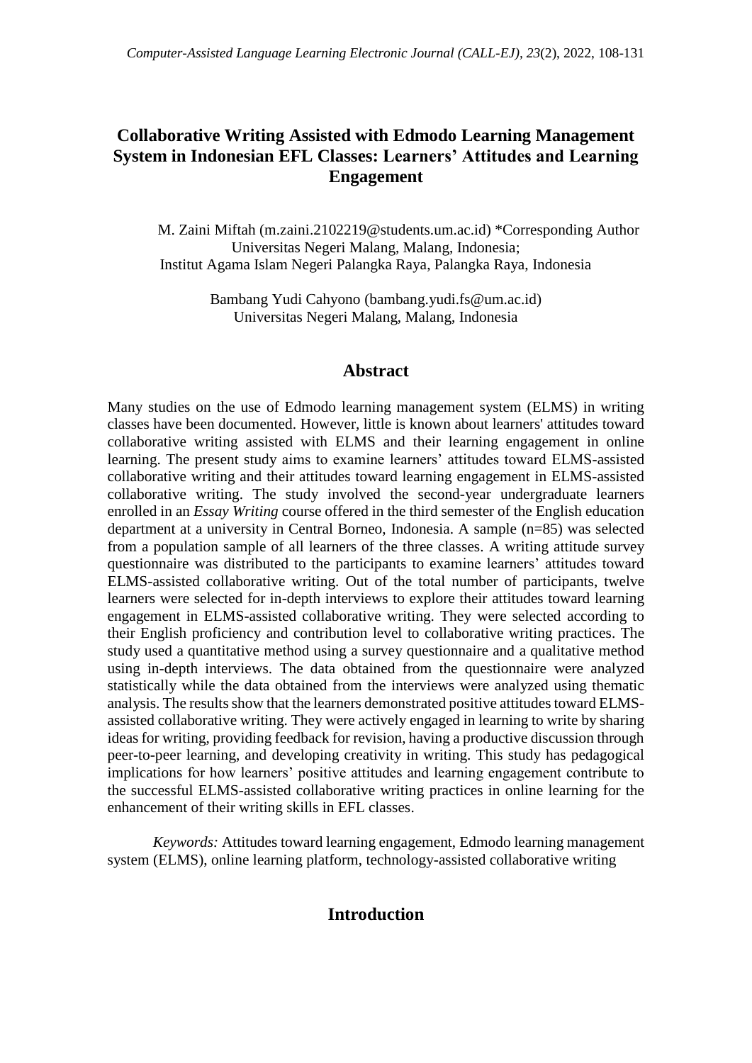# Collaborative Writing Assisted with Edmodo Learning Management System in Indonesian EFL Classes: Learners' Attitudes and Learning Engagement

M. Zaini Miftah (m.zaini.2102219@students.um.ac.id) *Corresponding Author
Universitas Negeri Malang, Malang, Indonesia;
Institut Agama Islam Negeri Palangka Raya, Palangka Raya, Indonesia

Bambang Yudi Cahyono (bambang.yudi.fs@um.ac.id)
Universitas Negeri Malang, Malang, Indonesia

## Abstract

Many studies on the use of Edmodo learning management system (ELMS) in writing classes have been documented. However, little is known about learners' attitudes toward collaborative writing assisted with ELMS and their learning engagement in online learning. The present study aims to examine learners' attitudes toward ELMS-assisted collaborative writing and their attitudes toward learning engagement in ELMS-assisted collaborative writing. The study involved the second-year undergraduate learners enrolled in an *Essay Writing* course offered in the third semester of the English education department at a university in Central Borneo, Indonesia. A sample (n=85) was selected from a population sample of all learners of the three classes. A writing attitude survey questionnaire was distributed to the participants to examine learners' attitudes toward ELMS-assisted collaborative writing. Out of the total number of participants, twelve learners were selected for in-depth interviews to explore their attitudes toward learning engagement in ELMS-assisted collaborative writing. They were selected according to their English proficiency and contribution level to collaborative writing practices. The study used a quantitative method using a survey questionnaire and a qualitative method using in-depth interviews. The data obtained from the questionnaire were analyzed statistically while the data obtained from the interviews were analyzed using thematic analysis. The results show that the learners demonstrated positive attitudes toward ELMS-assisted collaborative writing. They were actively engaged in learning to write by sharing ideas for writing, providing feedback for revision, having a productive discussion through peer-to-peer learning, and developing creativity in writing. This study has pedagogical implications for how learners' positive attitudes and learning engagement contribute to the successful ELMS-assisted collaborative writing practices in online learning for the enhancement of their writing skills in EFL classes.

*Keywords:* Attitudes toward learning engagement, Edmodo learning management system (ELMS), online learning platform, technology-assisted collaborative writing

## Introduction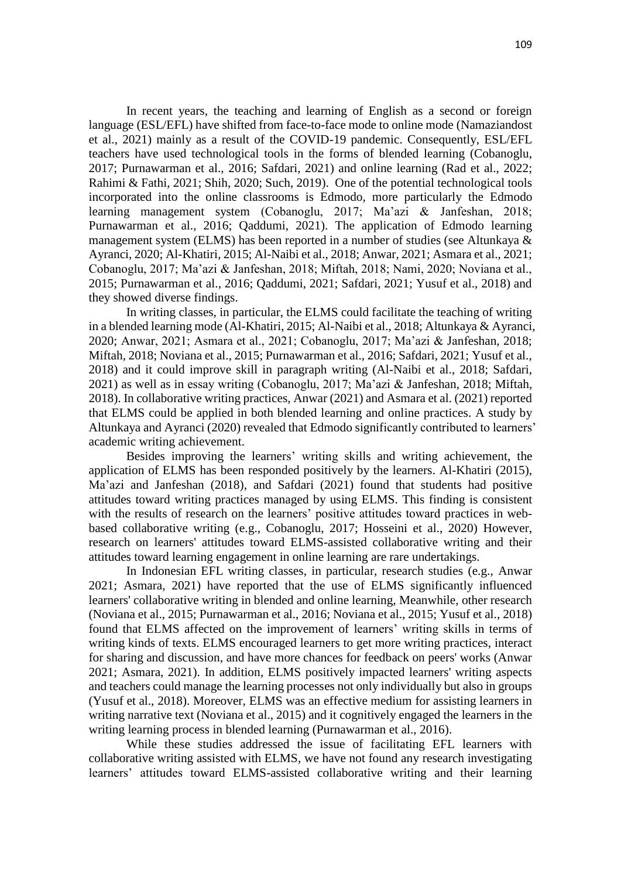In recent years, the teaching and learning of English as a second or foreign language (ESL/EFL) have shifted from face-to-face mode to online mode (Namaziandost et al., 2021) mainly as a result of the COVID-19 pandemic. Consequently, ESL/EFL teachers have used technological tools in the forms of blended learning (Cobanoglu, 2017; Purnawarman et al., 2016; Safdari, 2021) and online learning (Rad et al., 2022; Rahimi & Fathi, 2021; Shih, 2020; Such, 2019). One of the potential technological tools incorporated into the online classrooms is Edmodo, more particularly the Edmodo learning management system (Cobanoglu, 2017; Ma'azi & Janfeshan, 2018; Purnawarman et al., 2016; Qaddumi, 2021). The application of Edmodo learning management system (ELMS) has been reported in a number of studies (see Altunkaya & Ayranci, 2020; Al-Khatiri, 2015; Al-Naibi et al., 2018; Anwar, 2021; Asmara et al., 2021; Cobanoglu, 2017; Ma'azi & Janfeshan, 2018; Miftah, 2018; Nami, 2020; Noviana et al., 2015; Purnawarman et al., 2016; Qaddumi, 2021; Safdari, 2021; Yusuf et al., 2018) and they showed diverse findings.

In writing classes, in particular, the ELMS could facilitate the teaching of writing in a blended learning mode (Al-Khatiri, 2015; Al-Naibi et al., 2018; Altunkaya & Ayranci, 2020; Anwar, 2021; Asmara et al., 2021; Cobanoglu, 2017; Ma'azi & Janfeshan, 2018; Miftah, 2018; Noviana et al., 2015; Purnawarman et al., 2016; Safdari, 2021; Yusuf et al., 2018) and it could improve skill in paragraph writing (Al-Naibi et al., 2018; Safdari, 2021) as well as in essay writing (Cobanoglu, 2017; Ma'azi & Janfeshan, 2018; Miftah, 2018). In collaborative writing practices, Anwar (2021) and Asmara et al. (2021) reported that ELMS could be applied in both blended learning and online practices. A study by Altunkaya and Ayranci (2020) revealed that Edmodo significantly contributed to learners' academic writing achievement.

Besides improving the learners' writing skills and writing achievement, the application of ELMS has been responded positively by the learners. Al-Khatiri (2015), Ma'azi and Janfeshan (2018), and Safdari (2021) found that students had positive attitudes toward writing practices managed by using ELMS. This finding is consistent with the results of research on the learners' positive attitudes toward practices in web-based collaborative writing (e.g., Cobanoglu, 2017; Hosseini et al., 2020) However, research on learners' attitudes toward ELMS-assisted collaborative writing and their attitudes toward learning engagement in online learning are rare undertakings.

In Indonesian EFL writing classes, in particular, research studies (e.g., Anwar 2021; Asmara, 2021) have reported that the use of ELMS significantly influenced learners' collaborative writing in blended and online learning, Meanwhile, other research (Noviana et al., 2015; Purnawarman et al., 2016; Noviana et al., 2015; Yusuf et al., 2018) found that ELMS affected on the improvement of learners' writing skills in terms of writing kinds of texts. ELMS encouraged learners to get more writing practices, interact for sharing and discussion, and have more chances for feedback on peers' works (Anwar 2021; Asmara, 2021). In addition, ELMS positively impacted learners' writing aspects and teachers could manage the learning processes not only individually but also in groups (Yusuf et al., 2018). Moreover, ELMS was an effective medium for assisting learners in writing narrative text (Noviana et al., 2015) and it cognitively engaged the learners in the writing learning process in blended learning (Purnawarman et al., 2016).

While these studies addressed the issue of facilitating EFL learners with collaborative writing assisted with ELMS, we have not found any research investigating learners' attitudes toward ELMS-assisted collaborative writing and their learning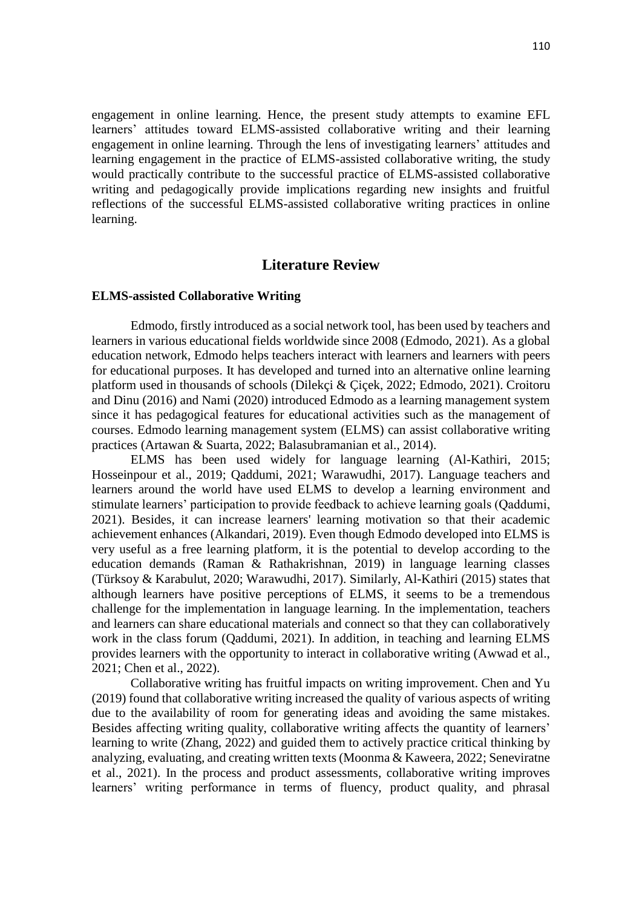engagement in online learning. Hence, the present study attempts to examine EFL learners' attitudes toward ELMS-assisted collaborative writing and their learning engagement in online learning. Through the lens of investigating learners' attitudes and learning engagement in the practice of ELMS-assisted collaborative writing, the study would practically contribute to the successful practice of ELMS-assisted collaborative writing and pedagogically provide implications regarding new insights and fruitful reflections of the successful ELMS-assisted collaborative writing practices in online learning.

## Literature Review

### ELMS-assisted Collaborative Writing

Edmodo, firstly introduced as a social network tool, has been used by teachers and learners in various educational fields worldwide since 2008 (Edmodo, 2021). As a global education network, Edmodo helps teachers interact with learners and learners with peers for educational purposes. It has developed and turned into an alternative online learning platform used in thousands of schools (Dilekçi & Çiçek, 2022; Edmodo, 2021). Croitoru and Dinu (2016) and Nami (2020) introduced Edmodo as a learning management system since it has pedagogical features for educational activities such as the management of courses. Edmodo learning management system (ELMS) can assist collaborative writing practices (Artawan & Suarta, 2022; Balasubramanian et al., 2014).

ELMS has been used widely for language learning (Al-Kathiri, 2015; Hosseinpour et al., 2019; Qaddumi, 2021; Warawudhi, 2017). Language teachers and learners around the world have used ELMS to develop a learning environment and stimulate learners' participation to provide feedback to achieve learning goals (Qaddumi, 2021). Besides, it can increase learners' learning motivation so that their academic achievement enhances (Alkandari, 2019). Even though Edmodo developed into ELMS is very useful as a free learning platform, it is the potential to develop according to the education demands (Raman & Rathakrishnan, 2019) in language learning classes (Türksoy & Karabulut, 2020; Warawudhi, 2017). Similarly, Al-Kathiri (2015) states that although learners have positive perceptions of ELMS, it seems to be a tremendous challenge for the implementation in language learning. In the implementation, teachers and learners can share educational materials and connect so that they can collaboratively work in the class forum (Qaddumi, 2021). In addition, in teaching and learning ELMS provides learners with the opportunity to interact in collaborative writing (Awwad et al., 2021; Chen et al., 2022).

Collaborative writing has fruitful impacts on writing improvement. Chen and Yu (2019) found that collaborative writing increased the quality of various aspects of writing due to the availability of room for generating ideas and avoiding the same mistakes. Besides affecting writing quality, collaborative writing affects the quantity of learners' learning to write (Zhang, 2022) and guided them to actively practice critical thinking by analyzing, evaluating, and creating written texts (Moonma & Kaweera, 2022; Seneviratne et al., 2021). In the process and product assessments, collaborative writing improves learners' writing performance in terms of fluency, product quality, and phrasal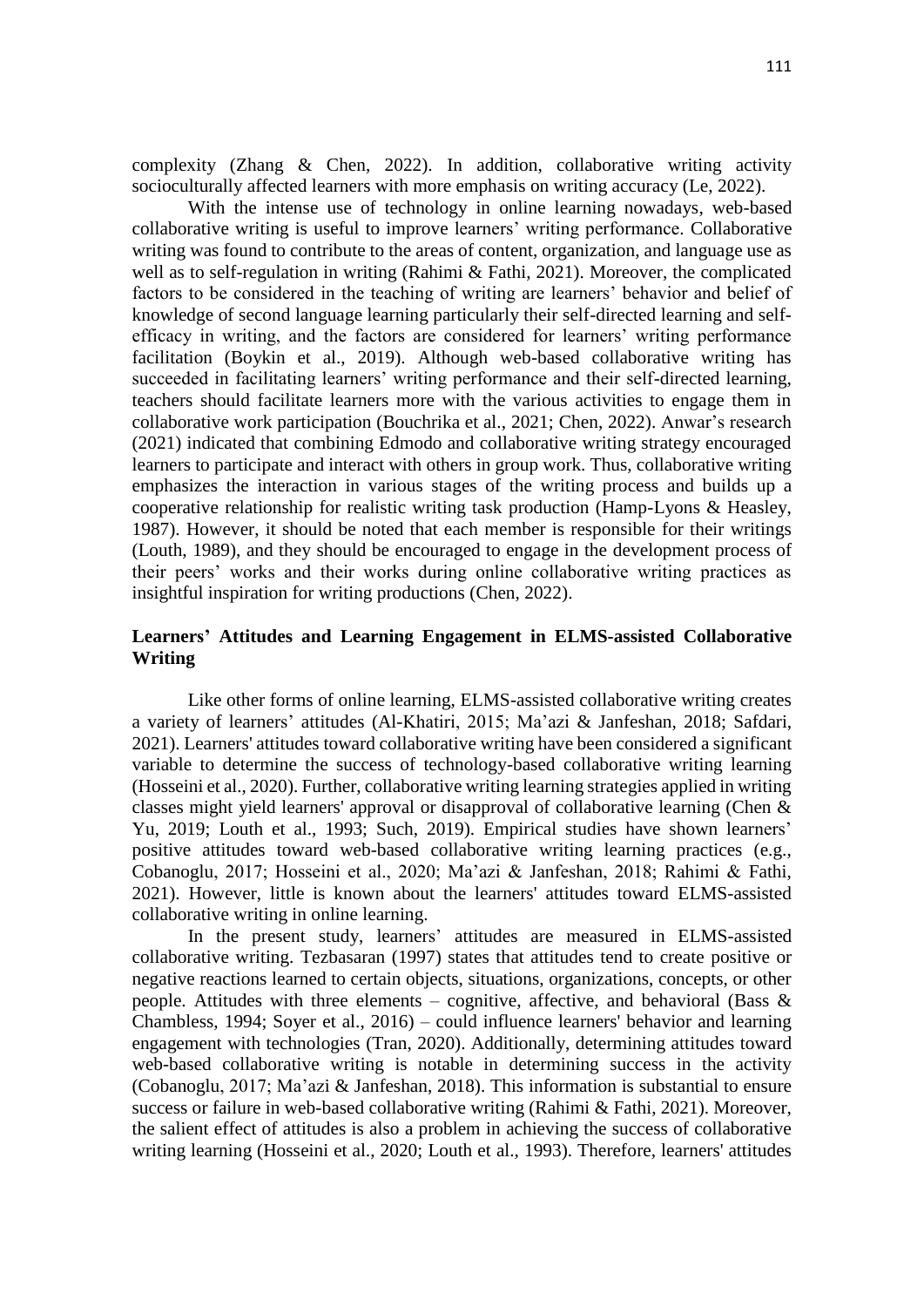complexity (Zhang & Chen, 2022). In addition, collaborative writing activity socioculturally affected learners with more emphasis on writing accuracy (Le, 2022).

With the intense use of technology in online learning nowadays, web-based collaborative writing is useful to improve learners' writing performance. Collaborative writing was found to contribute to the areas of content, organization, and language use as well as to self-regulation in writing (Rahimi & Fathi, 2021). Moreover, the complicated factors to be considered in the teaching of writing are learners' behavior and belief of knowledge of second language learning particularly their self-directed learning and self-efficacy in writing, and the factors are considered for learners' writing performance facilitation (Boykin et al., 2019). Although web-based collaborative writing has succeeded in facilitating learners' writing performance and their self-directed learning, teachers should facilitate learners more with the various activities to engage them in collaborative work participation (Bouchrika et al., 2021; Chen, 2022). Anwar's research (2021) indicated that combining Edmodo and collaborative writing strategy encouraged learners to participate and interact with others in group work. Thus, collaborative writing emphasizes the interaction in various stages of the writing process and builds up a cooperative relationship for realistic writing task production (Hamp-Lyons & Heasley, 1987). However, it should be noted that each member is responsible for their writings (Louth, 1989), and they should be encouraged to engage in the development process of their peers' works and their works during online collaborative writing practices as insightful inspiration for writing productions (Chen, 2022).

## Learners' Attitudes and Learning Engagement in ELMS-assisted Collaborative Writing

Like other forms of online learning, ELMS-assisted collaborative writing creates a variety of learners' attitudes (Al-Khatiri, 2015; Ma'azi & Janfeshan, 2018; Safdari, 2021). Learners' attitudes toward collaborative writing have been considered a significant variable to determine the success of technology-based collaborative writing learning (Hosseini et al., 2020). Further, collaborative writing learning strategies applied in writing classes might yield learners' approval or disapproval of collaborative learning (Chen & Yu, 2019; Louth et al., 1993; Such, 2019). Empirical studies have shown learners' positive attitudes toward web-based collaborative writing learning practices (e.g., Cobanoglu, 2017; Hosseini et al., 2020; Ma'azi & Janfeshan, 2018; Rahimi & Fathi, 2021). However, little is known about the learners' attitudes toward ELMS-assisted collaborative writing in online learning.

In the present study, learners' attitudes are measured in ELMS-assisted collaborative writing. Tezbasaran (1997) states that attitudes tend to create positive or negative reactions learned to certain objects, situations, organizations, concepts, or other people. Attitudes with three elements – cognitive, affective, and behavioral (Bass & Chambless, 1994; Soyer et al., 2016) – could influence learners' behavior and learning engagement with technologies (Tran, 2020). Additionally, determining attitudes toward web-based collaborative writing is notable in determining success in the activity (Cobanoglu, 2017; Ma'azi & Janfeshan, 2018). This information is substantial to ensure success or failure in web-based collaborative writing (Rahimi & Fathi, 2021). Moreover, the salient effect of attitudes is also a problem in achieving the success of collaborative writing learning (Hosseini et al., 2020; Louth et al., 1993). Therefore, learners' attitudes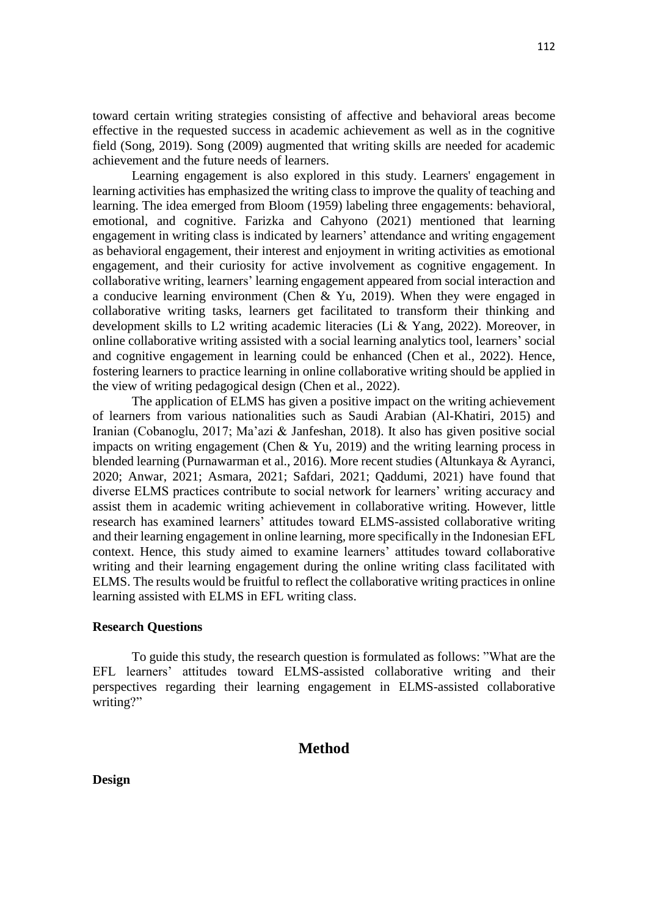toward certain writing strategies consisting of affective and behavioral areas become effective in the requested success in academic achievement as well as in the cognitive field (Song, 2019). Song (2009) augmented that writing skills are needed for academic achievement and the future needs of learners.

Learning engagement is also explored in this study. Learners' engagement in learning activities has emphasized the writing class to improve the quality of teaching and learning. The idea emerged from Bloom (1959) labeling three engagements: behavioral, emotional, and cognitive. Farizka and Cahyono (2021) mentioned that learning engagement in writing class is indicated by learners' attendance and writing engagement as behavioral engagement, their interest and enjoyment in writing activities as emotional engagement, and their curiosity for active involvement as cognitive engagement. In collaborative writing, learners' learning engagement appeared from social interaction and a conducive learning environment (Chen & Yu, 2019). When they were engaged in collaborative writing tasks, learners get facilitated to transform their thinking and development skills to L2 writing academic literacies (Li & Yang, 2022). Moreover, in online collaborative writing assisted with a social learning analytics tool, learners' social and cognitive engagement in learning could be enhanced (Chen et al., 2022). Hence, fostering learners to practice learning in online collaborative writing should be applied in the view of writing pedagogical design (Chen et al., 2022).

The application of ELMS has given a positive impact on the writing achievement of learners from various nationalities such as Saudi Arabian (Al-Khatiri, 2015) and Iranian (Cobanoglu, 2017; Ma'azi & Janfeshan, 2018). It also has given positive social impacts on writing engagement (Chen & Yu, 2019) and the writing learning process in blended learning (Purnawarman et al., 2016). More recent studies (Altunkaya & Ayranci, 2020; Anwar, 2021; Asmara, 2021; Safdari, 2021; Qaddumi, 2021) have found that diverse ELMS practices contribute to social network for learners' writing accuracy and assist them in academic writing achievement in collaborative writing. However, little research has examined learners' attitudes toward ELMS-assisted collaborative writing and their learning engagement in online learning, more specifically in the Indonesian EFL context. Hence, this study aimed to examine learners' attitudes toward collaborative writing and their learning engagement during the online writing class facilitated with ELMS. The results would be fruitful to reflect the collaborative writing practices in online learning assisted with ELMS in EFL writing class.

### Research Questions

To guide this study, the research question is formulated as follows: "What are the EFL learners' attitudes toward ELMS-assisted collaborative writing and their perspectives regarding their learning engagement in ELMS-assisted collaborative writing?"

## Method

### Design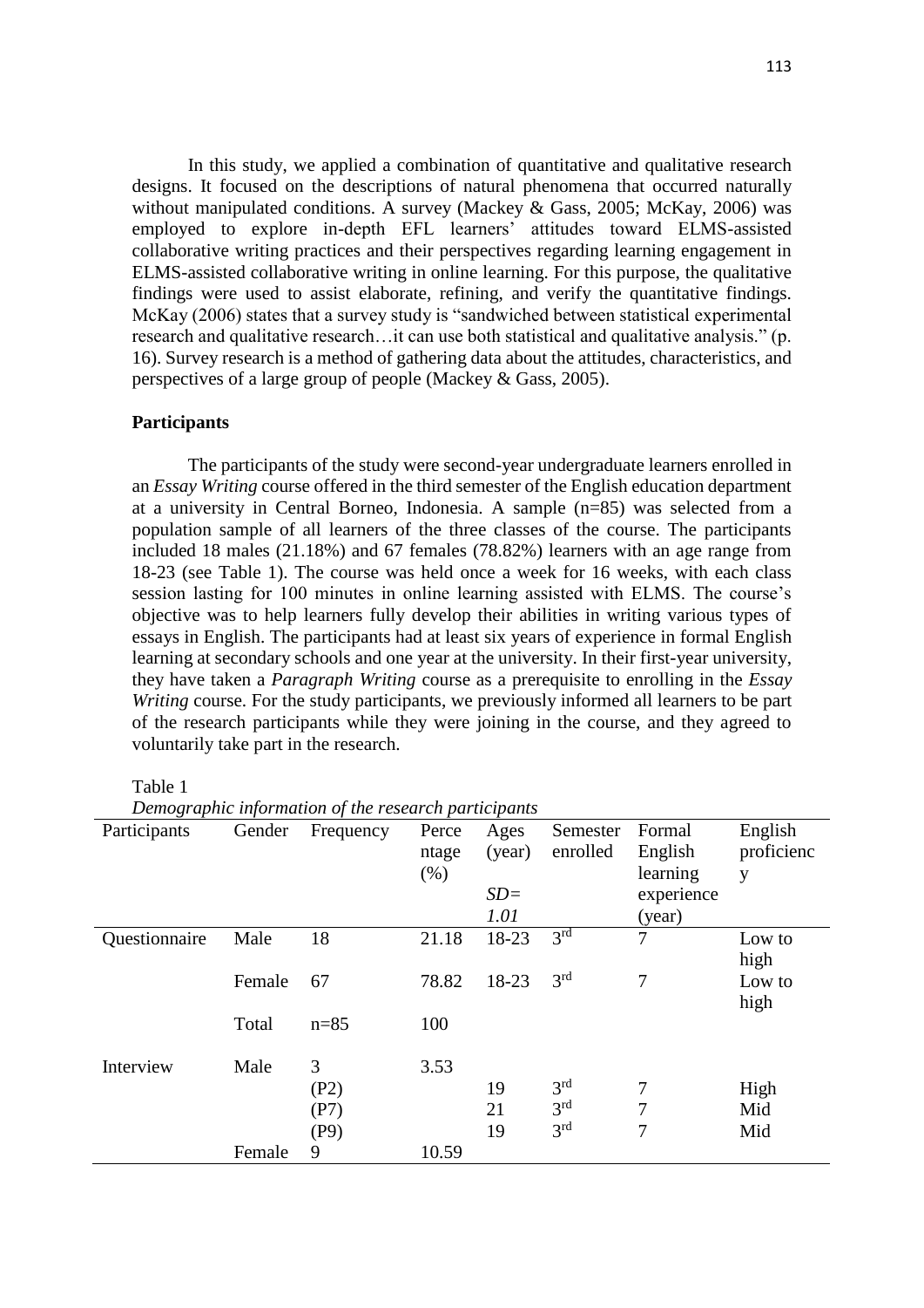In this study, we applied a combination of quantitative and qualitative research designs. It focused on the descriptions of natural phenomena that occurred naturally without manipulated conditions. A survey (Mackey & Gass, 2005; McKay, 2006) was employed to explore in-depth EFL learners' attitudes toward ELMS-assisted collaborative writing practices and their perspectives regarding learning engagement in ELMS-assisted collaborative writing in online learning. For this purpose, the qualitative findings were used to assist elaborate, refining, and verify the quantitative findings. McKay (2006) states that a survey study is "sandwiched between statistical experimental research and qualitative research…it can use both statistical and qualitative analysis." (p. 16). Survey research is a method of gathering data about the attitudes, characteristics, and perspectives of a large group of people (Mackey & Gass, 2005).

### Participants

The participants of the study were second-year undergraduate learners enrolled in an *Essay Writing* course offered in the third semester of the English education department at a university in Central Borneo, Indonesia. A sample (n=85) was selected from a population sample of all learners of the three classes of the course. The participants included 18 males (21.18%) and 67 females (78.82%) learners with an age range from 18-23 (see Table 1). The course was held once a week for 16 weeks, with each class session lasting for 100 minutes in online learning assisted with ELMS. The course's objective was to help learners fully develop their abilities in writing various types of essays in English. The participants had at least six years of experience in formal English learning at secondary schools and one year at the university. In their first-year university, they have taken a *Paragraph Writing* course as a prerequisite to enrolling in the *Essay Writing* course. For the study participants, we previously informed all learners to be part of the research participants while they were joining in the course, and they agreed to voluntarily take part in the research.

Table 1
*Demographic information of the research participants*

| Participants | Gender | Frequency | Percentage (%) | Ages (year) *SD= 1.01* | Semester enrolled | Formal English learning experience (year) | English proficiency |
|---|---|---|---|---|---|---|---|
| Questionnaire | Male | 18 | 21.18 | 18-23 | 3rd | 7 | Low to high |
| | Female | 67 | 78.82 | 18-23 | 3rd | 7 | Low to high |
| | Total | n=85 | 100 | | | | |
| Interview | Male | 3 | 3.53 | | | | |
| | | (P2) | | 19 | 3rd | 7 | High |
| | | (P7) | | 21 | 3rd | 7 | Mid |
| | | (P9) | | 19 | 3rd | 7 | Mid |
| | Female | 9 | 10.59 | | | | |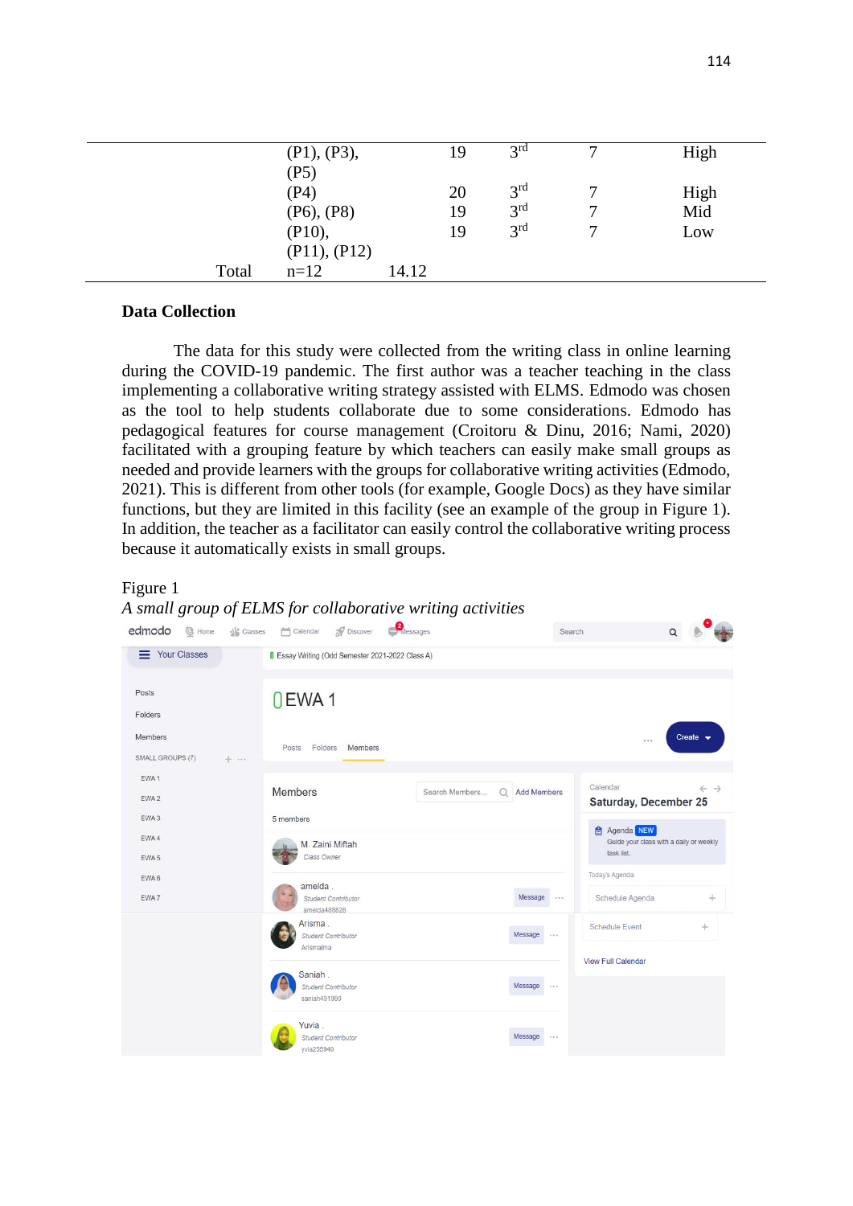|  |  |  |  |  |  |
|---|---|---|---|---|---|
|  | (P1), (P3), (P5) |  | 19 | 3rd | 7 | High |
|  | (P4) |  | 20 | 3rd | 7 | High |
|  | (P6), (P8) |  | 19 | 3rd | 7 | Mid |
|  | (P10), (P11), (P12) |  | 19 | 3rd | 7 | Low |
| Total | n=12 | 14.12 |  |  |  |  |

## Data Collection

The data for this study were collected from the writing class in online learning during the COVID-19 pandemic. The first author was a teacher teaching in the class implementing a collaborative writing strategy assisted with ELMS. Edmodo was chosen as the tool to help students collaborate due to some considerations. Edmodo has pedagogical features for course management (Croitoru & Dinu, 2016; Nami, 2020) facilitated with a grouping feature by which teachers can easily make small groups as needed and provide learners with the groups for collaborative writing activities (Edmodo, 2021). This is different from other tools (for example, Google Docs) as they have similar functions, but they are limited in this facility (see an example of the group in Figure 1). In addition, the teacher as a facilitator can easily control the collaborative writing process because it automatically exists in small groups.

Figure 1

*A small group of ELMS for collaborative writing activities*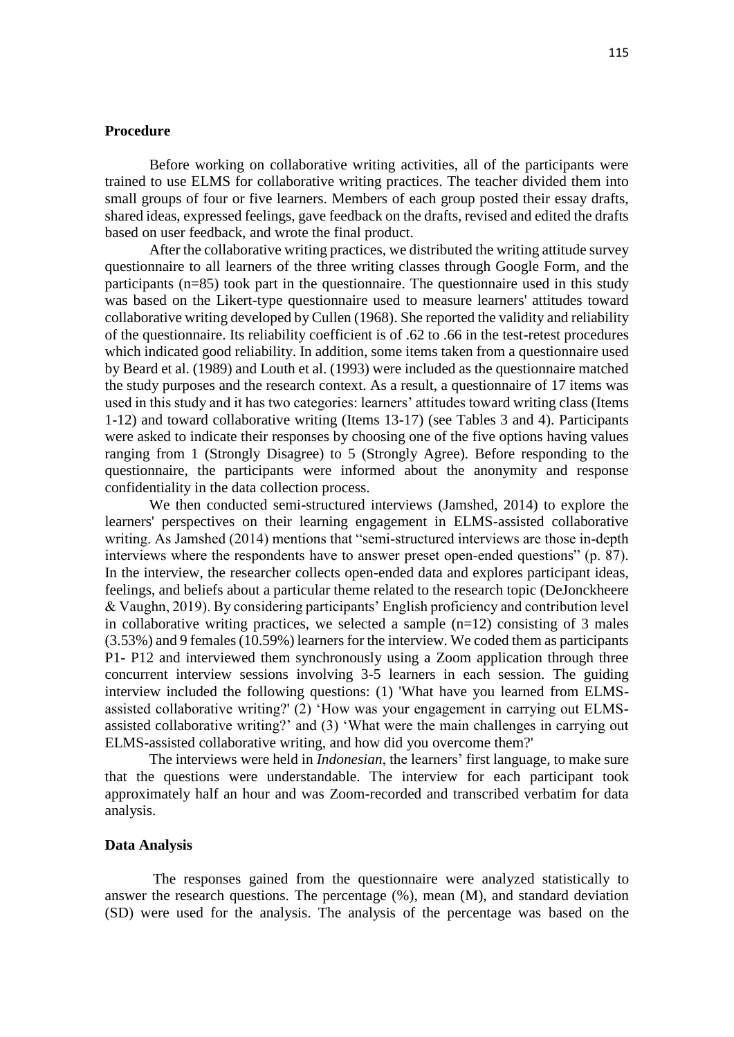## Procedure

Before working on collaborative writing activities, all of the participants were trained to use ELMS for collaborative writing practices. The teacher divided them into small groups of four or five learners. Members of each group posted their essay drafts, shared ideas, expressed feelings, gave feedback on the drafts, revised and edited the drafts based on user feedback, and wrote the final product.

After the collaborative writing practices, we distributed the writing attitude survey questionnaire to all learners of the three writing classes through Google Form, and the participants (n=85) took part in the questionnaire. The questionnaire used in this study was based on the Likert-type questionnaire used to measure learners' attitudes toward collaborative writing developed by Cullen (1968). She reported the validity and reliability of the questionnaire. Its reliability coefficient is of .62 to .66 in the test-retest procedures which indicated good reliability. In addition, some items taken from a questionnaire used by Beard et al. (1989) and Louth et al. (1993) were included as the questionnaire matched the study purposes and the research context. As a result, a questionnaire of 17 items was used in this study and it has two categories: learners' attitudes toward writing class (Items 1-12) and toward collaborative writing (Items 13-17) (see Tables 3 and 4). Participants were asked to indicate their responses by choosing one of the five options having values ranging from 1 (Strongly Disagree) to 5 (Strongly Agree). Before responding to the questionnaire, the participants were informed about the anonymity and response confidentiality in the data collection process.

We then conducted semi-structured interviews (Jamshed, 2014) to explore the learners' perspectives on their learning engagement in ELMS-assisted collaborative writing. As Jamshed (2014) mentions that "semi-structured interviews are those in-depth interviews where the respondents have to answer preset open-ended questions" (p. 87). In the interview, the researcher collects open-ended data and explores participant ideas, feelings, and beliefs about a particular theme related to the research topic (DeJonckheere & Vaughn, 2019). By considering participants' English proficiency and contribution level in collaborative writing practices, we selected a sample (n=12) consisting of 3 males (3.53%) and 9 females (10.59%) learners for the interview. We coded them as participants P1- P12 and interviewed them synchronously using a Zoom application through three concurrent interview sessions involving 3-5 learners in each session. The guiding interview included the following questions: (1) 'What have you learned from ELMS-assisted collaborative writing?' (2) 'How was your engagement in carrying out ELMS-assisted collaborative writing?' and (3) 'What were the main challenges in carrying out ELMS-assisted collaborative writing, and how did you overcome them?'

The interviews were held in *Indonesian*, the learners' first language, to make sure that the questions were understandable. The interview for each participant took approximately half an hour and was Zoom-recorded and transcribed verbatim for data analysis.

## Data Analysis

The responses gained from the questionnaire were analyzed statistically to answer the research questions. The percentage (%), mean (M), and standard deviation (SD) were used for the analysis. The analysis of the percentage was based on the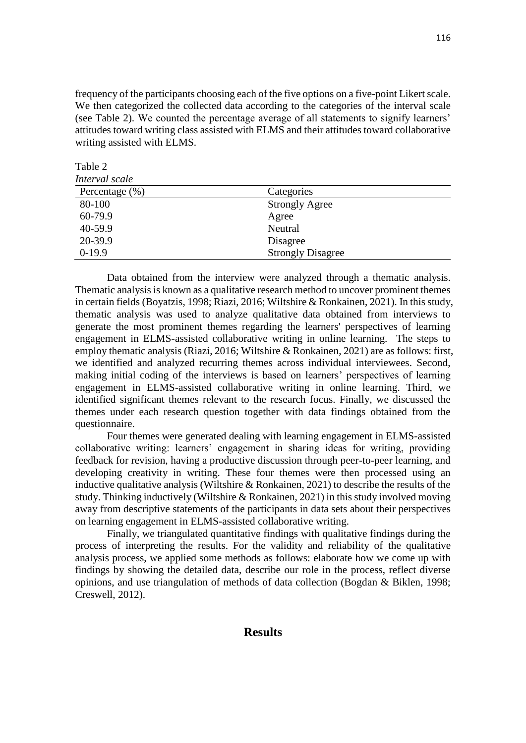frequency of the participants choosing each of the five options on a five-point Likert scale. We then categorized the collected data according to the categories of the interval scale (see Table 2). We counted the percentage average of all statements to signify learners' attitudes toward writing class assisted with ELMS and their attitudes toward collaborative writing assisted with ELMS.

Table 2
*Interval scale*

| Percentage (%) | Categories |
|---|---|
| 80-100 | Strongly Agree |
| 60-79.9 | Agree |
| 40-59.9 | Neutral |
| 20-39.9 | Disagree |
| 0-19.9 | Strongly Disagree |

Data obtained from the interview were analyzed through a thematic analysis. Thematic analysis is known as a qualitative research method to uncover prominent themes in certain fields (Boyatzis, 1998; Riazi, 2016; Wiltshire & Ronkainen, 2021). In this study, thematic analysis was used to analyze qualitative data obtained from interviews to generate the most prominent themes regarding the learners' perspectives of learning engagement in ELMS-assisted collaborative writing in online learning. The steps to employ thematic analysis (Riazi, 2016; Wiltshire & Ronkainen, 2021) are as follows: first, we identified and analyzed recurring themes across individual interviewees. Second, making initial coding of the interviews is based on learners' perspectives of learning engagement in ELMS-assisted collaborative writing in online learning. Third, we identified significant themes relevant to the research focus. Finally, we discussed the themes under each research question together with data findings obtained from the questionnaire.

Four themes were generated dealing with learning engagement in ELMS-assisted collaborative writing: learners' engagement in sharing ideas for writing, providing feedback for revision, having a productive discussion through peer-to-peer learning, and developing creativity in writing. These four themes were then processed using an inductive qualitative analysis (Wiltshire & Ronkainen, 2021) to describe the results of the study. Thinking inductively (Wiltshire & Ronkainen, 2021) in this study involved moving away from descriptive statements of the participants in data sets about their perspectives on learning engagement in ELMS-assisted collaborative writing.

Finally, we triangulated quantitative findings with qualitative findings during the process of interpreting the results. For the validity and reliability of the qualitative analysis process, we applied some methods as follows: elaborate how we come up with findings by showing the detailed data, describe our role in the process, reflect diverse opinions, and use triangulation of methods of data collection (Bogdan & Biklen, 1998; Creswell, 2012).

## Results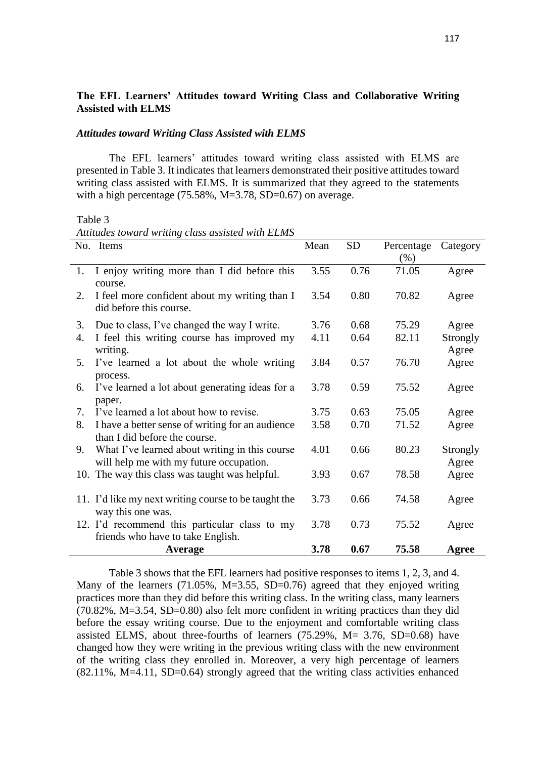### The EFL Learners' Attitudes toward Writing Class and Collaborative Writing Assisted with ELMS

#### *Attitudes toward Writing Class Assisted with ELMS*

The EFL learners' attitudes toward writing class assisted with ELMS are presented in Table 3. It indicates that learners demonstrated their positive attitudes toward writing class assisted with ELMS. It is summarized that they agreed to the statements with a high percentage (75.58%, M=3.78, SD=0.67) on average.

Table 3

*Attitudes toward writing class assisted with ELMS*

| No. | Items | Mean | SD | Percentage (%) | Category |
|---|---|---|---|---|---|
| 1. | I enjoy writing more than I did before this course. | 3.55 | 0.76 | 71.05 | Agree |
| 2. | I feel more confident about my writing than I did before this course. | 3.54 | 0.80 | 70.82 | Agree |
| 3. | Due to class, I've changed the way I write. | 3.76 | 0.68 | 75.29 | Agree |
| 4. | I feel this writing course has improved my writing. | 4.11 | 0.64 | 82.11 | Strongly Agree |
| 5. | I've learned a lot about the whole writing process. | 3.84 | 0.57 | 76.70 | Agree |
| 6. | I've learned a lot about generating ideas for a paper. | 3.78 | 0.59 | 75.52 | Agree |
| 7. | I've learned a lot about how to revise. | 3.75 | 0.63 | 75.05 | Agree |
| 8. | I have a better sense of writing for an audience than I did before the course. | 3.58 | 0.70 | 71.52 | Agree |
| 9. | What I've learned about writing in this course will help me with my future occupation. | 4.01 | 0.66 | 80.23 | Strongly Agree |
| 10. | The way this class was taught was helpful. | 3.93 | 0.67 | 78.58 | Agree |
| 11. | I'd like my next writing course to be taught the way this one was. | 3.73 | 0.66 | 74.58 | Agree |
| 12. | I'd recommend this particular class to my friends who have to take English. | 3.78 | 0.73 | 75.52 | Agree |
| | **Average** | **3.78** | **0.67** | **75.58** | **Agree** |

Table 3 shows that the EFL learners had positive responses to items 1, 2, 3, and 4. Many of the learners (71.05%, M=3.55, SD=0.76) agreed that they enjoyed writing practices more than they did before this writing class. In the writing class, many learners (70.82%, M=3.54, SD=0.80) also felt more confident in writing practices than they did before the essay writing course. Due to the enjoyment and comfortable writing class assisted ELMS, about three-fourths of learners (75.29%, M= 3.76, SD=0.68) have changed how they were writing in the previous writing class with the new environment of the writing class they enrolled in. Moreover, a very high percentage of learners (82.11%, M=4.11, SD=0.64) strongly agreed that the writing class activities enhanced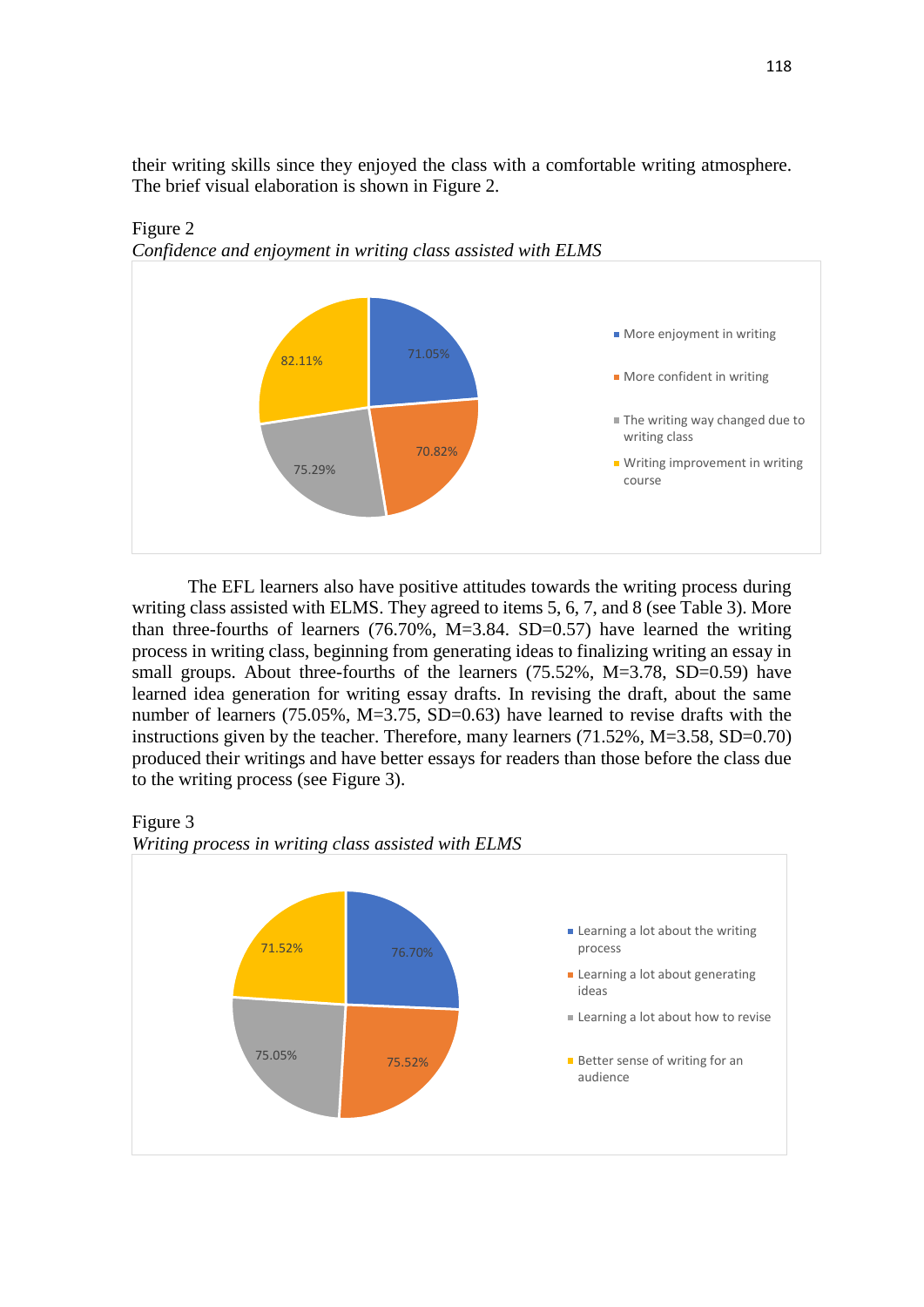their writing skills since they enjoyed the class with a comfortable writing atmosphere. The brief visual elaboration is shown in Figure 2.

Figure 2
*Confidence and enjoyment in writing class assisted with ELMS*

The EFL learners also have positive attitudes towards the writing process during writing class assisted with ELMS. They agreed to items 5, 6, 7, and 8 (see Table 3). More than three-fourths of learners (76.70%, M=3.84. SD=0.57) have learned the writing process in writing class, beginning from generating ideas to finalizing writing an essay in small groups. About three-fourths of the learners (75.52%, M=3.78, SD=0.59) have learned idea generation for writing essay drafts. In revising the draft, about the same number of learners (75.05%, M=3.75, SD=0.63) have learned to revise drafts with the instructions given by the teacher. Therefore, many learners (71.52%, M=3.58, SD=0.70) produced their writings and have better essays for readers than those before the class due to the writing process (see Figure 3).

Figure 3
*Writing process in writing class assisted with ELMS*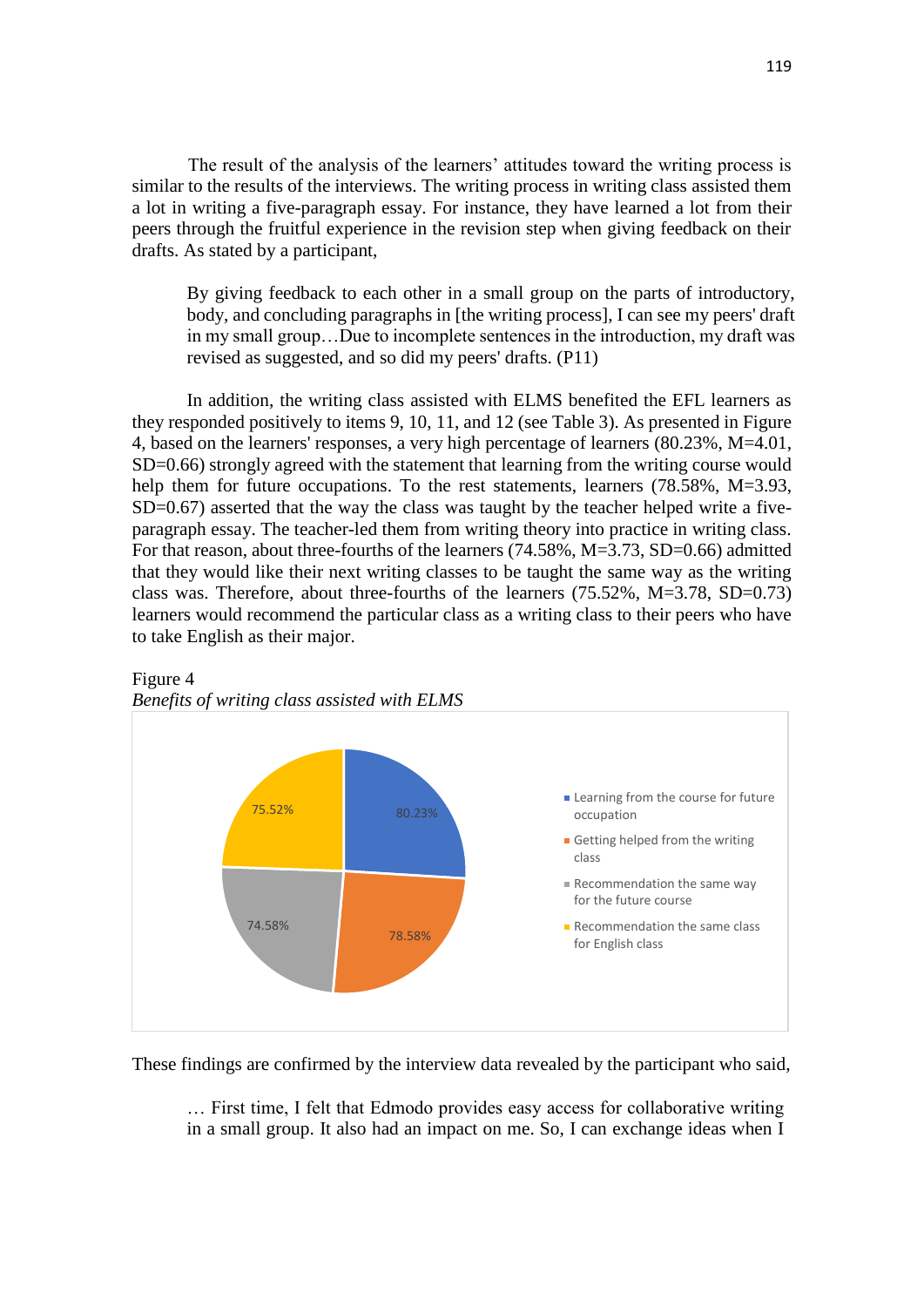The result of the analysis of the learners' attitudes toward the writing process is similar to the results of the interviews. The writing process in writing class assisted them a lot in writing a five-paragraph essay. For instance, they have learned a lot from their peers through the fruitful experience in the revision step when giving feedback on their drafts. As stated by a participant,

> By giving feedback to each other in a small group on the parts of introductory, body, and concluding paragraphs in [the writing process], I can see my peers' draft in my small group…Due to incomplete sentences in the introduction, my draft was revised as suggested, and so did my peers' drafts. (P11)

In addition, the writing class assisted with ELMS benefited the EFL learners as they responded positively to items 9, 10, 11, and 12 (see Table 3). As presented in Figure 4, based on the learners' responses, a very high percentage of learners (80.23%, M=4.01, SD=0.66) strongly agreed with the statement that learning from the writing course would help them for future occupations. To the rest statements, learners (78.58%, M=3.93, SD=0.67) asserted that the way the class was taught by the teacher helped write a five-paragraph essay. The teacher-led them from writing theory into practice in writing class. For that reason, about three-fourths of the learners (74.58%, M=3.73, SD=0.66) admitted that they would like their next writing classes to be taught the same way as the writing class was. Therefore, about three-fourths of the learners (75.52%, M=3.78, SD=0.73) learners would recommend the particular class as a writing class to their peers who have to take English as their major.

Figure 4

*Benefits of writing class assisted with ELMS*

| Category | Percentage |
|---|---|
| Learning from the course for future occupation | 80.23% |
| Getting helped from the writing class | 78.58% |
| Recommendation the same way for the future course | 74.58% |
| Recommendation the same class for English class | 75.52% |

These findings are confirmed by the interview data revealed by the participant who said,

> … First time, I felt that Edmodo provides easy access for collaborative writing in a small group. It also had an impact on me. So, I can exchange ideas when I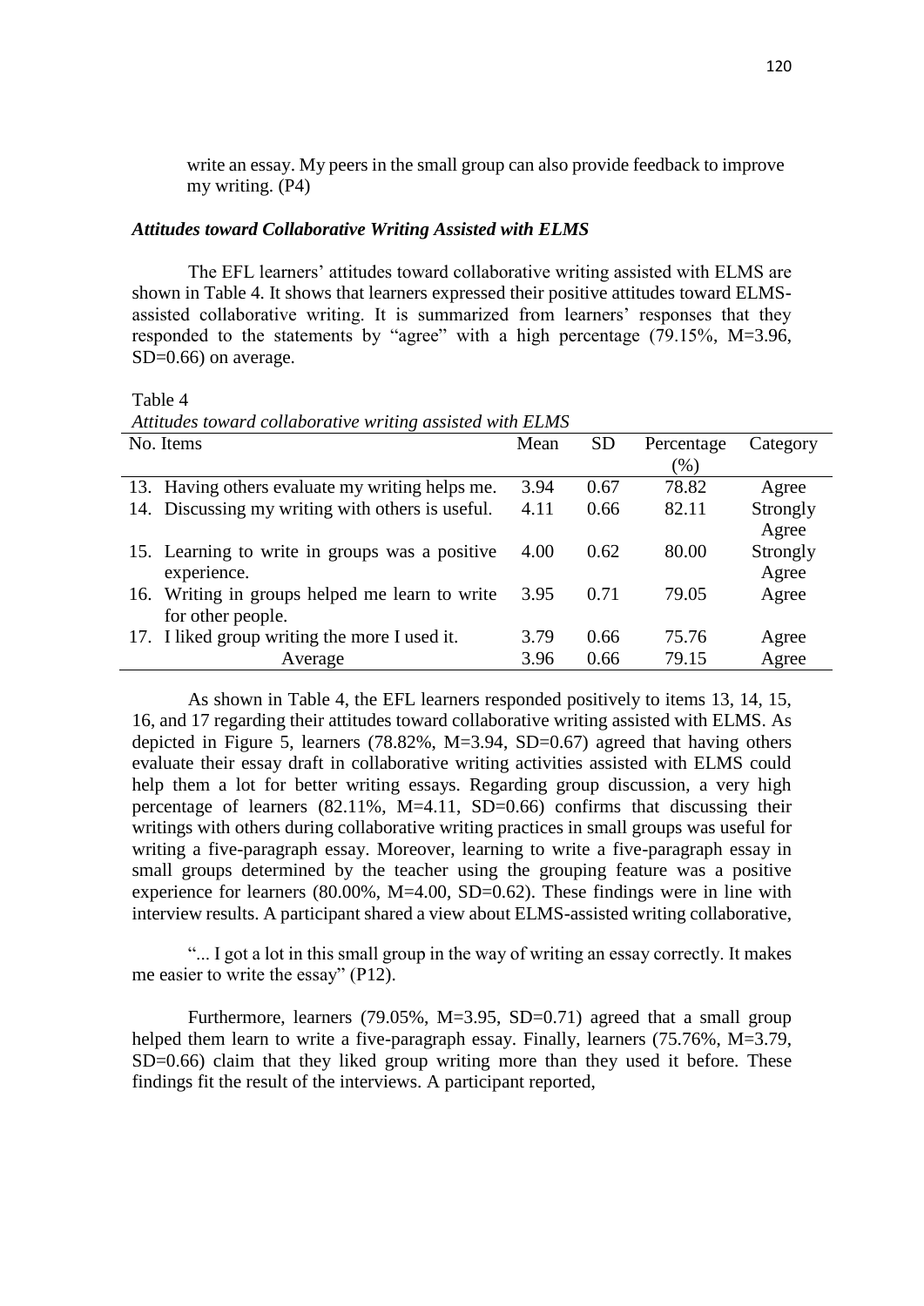write an essay. My peers in the small group can also provide feedback to improve my writing. (P4)

### *Attitudes toward Collaborative Writing Assisted with ELMS*

The EFL learners' attitudes toward collaborative writing assisted with ELMS are shown in Table 4. It shows that learners expressed their positive attitudes toward ELMS-assisted collaborative writing. It is summarized from learners' responses that they responded to the statements by "agree" with a high percentage (79.15%, M=3.96, SD=0.66) on average.

Table 4

*Attitudes toward collaborative writing assisted with ELMS*

| No. Items | Mean | SD | Percentage (%) | Category |
|---|---|---|---|---|
| 13. Having others evaluate my writing helps me. | 3.94 | 0.67 | 78.82 | Agree |
| 14. Discussing my writing with others is useful. | 4.11 | 0.66 | 82.11 | Strongly Agree |
| 15. Learning to write in groups was a positive experience. | 4.00 | 0.62 | 80.00 | Strongly Agree |
| 16. Writing in groups helped me learn to write for other people. | 3.95 | 0.71 | 79.05 | Agree |
| 17. I liked group writing the more I used it. | 3.79 | 0.66 | 75.76 | Agree |
| Average | 3.96 | 0.66 | 79.15 | Agree |

As shown in Table 4, the EFL learners responded positively to items 13, 14, 15, 16, and 17 regarding their attitudes toward collaborative writing assisted with ELMS. As depicted in Figure 5, learners (78.82%, M=3.94, SD=0.67) agreed that having others evaluate their essay draft in collaborative writing activities assisted with ELMS could help them a lot for better writing essays. Regarding group discussion, a very high percentage of learners (82.11%, M=4.11, SD=0.66) confirms that discussing their writings with others during collaborative writing practices in small groups was useful for writing a five-paragraph essay. Moreover, learning to write a five-paragraph essay in small groups determined by the teacher using the grouping feature was a positive experience for learners (80.00%, M=4.00, SD=0.62). These findings were in line with interview results. A participant shared a view about ELMS-assisted writing collaborative,

"... I got a lot in this small group in the way of writing an essay correctly. It makes me easier to write the essay" (P12).

Furthermore, learners (79.05%, M=3.95, SD=0.71) agreed that a small group helped them learn to write a five-paragraph essay. Finally, learners (75.76%, M=3.79, SD=0.66) claim that they liked group writing more than they used it before. These findings fit the result of the interviews. A participant reported,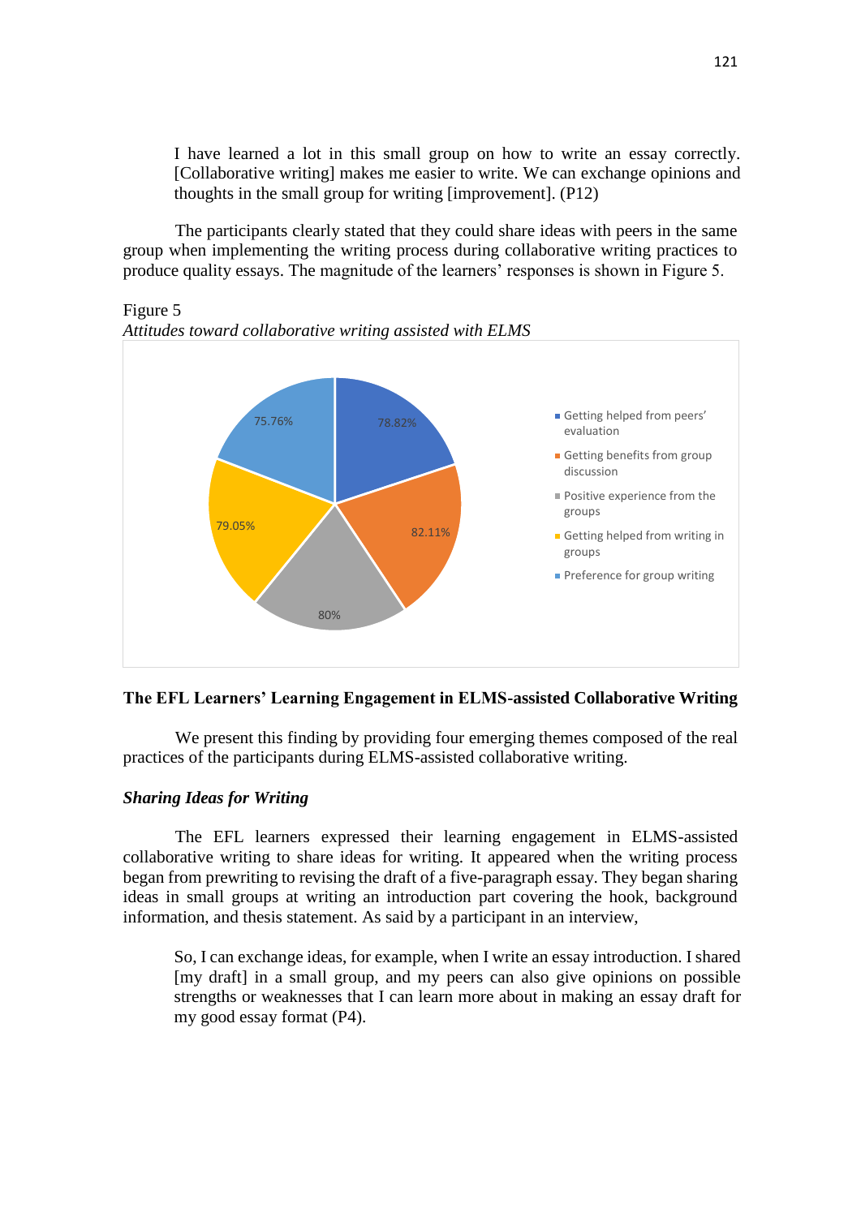> I have learned a lot in this small group on how to write an essay correctly. [Collaborative writing] makes me easier to write. We can exchange opinions and thoughts in the small group for writing [improvement]. (P12)

The participants clearly stated that they could share ideas with peers in the same group when implementing the writing process during collaborative writing practices to produce quality essays. The magnitude of the learners' responses is shown in Figure 5.

Figure 5

*Attitudes toward collaborative writing assisted with ELMS*

| Attitude | Percentage |
|---|---|
| Getting helped from peers' evaluation | 78.82% |
| Getting benefits from group discussion | 82.11% |
| Positive experience from the groups | 80% |
| Getting helped from writing in groups | 79.05% |
| Preference for group writing | 75.76% |

## The EFL Learners' Learning Engagement in ELMS-assisted Collaborative Writing

We present this finding by providing four emerging themes composed of the real practices of the participants during ELMS-assisted collaborative writing.

### *Sharing Ideas for Writing*

The EFL learners expressed their learning engagement in ELMS-assisted collaborative writing to share ideas for writing. It appeared when the writing process began from prewriting to revising the draft of a five-paragraph essay. They began sharing ideas in small groups at writing an introduction part covering the hook, background information, and thesis statement. As said by a participant in an interview,

> So, I can exchange ideas, for example, when I write an essay introduction. I shared [my draft] in a small group, and my peers can also give opinions on possible strengths or weaknesses that I can learn more about in making an essay draft for my good essay format (P4).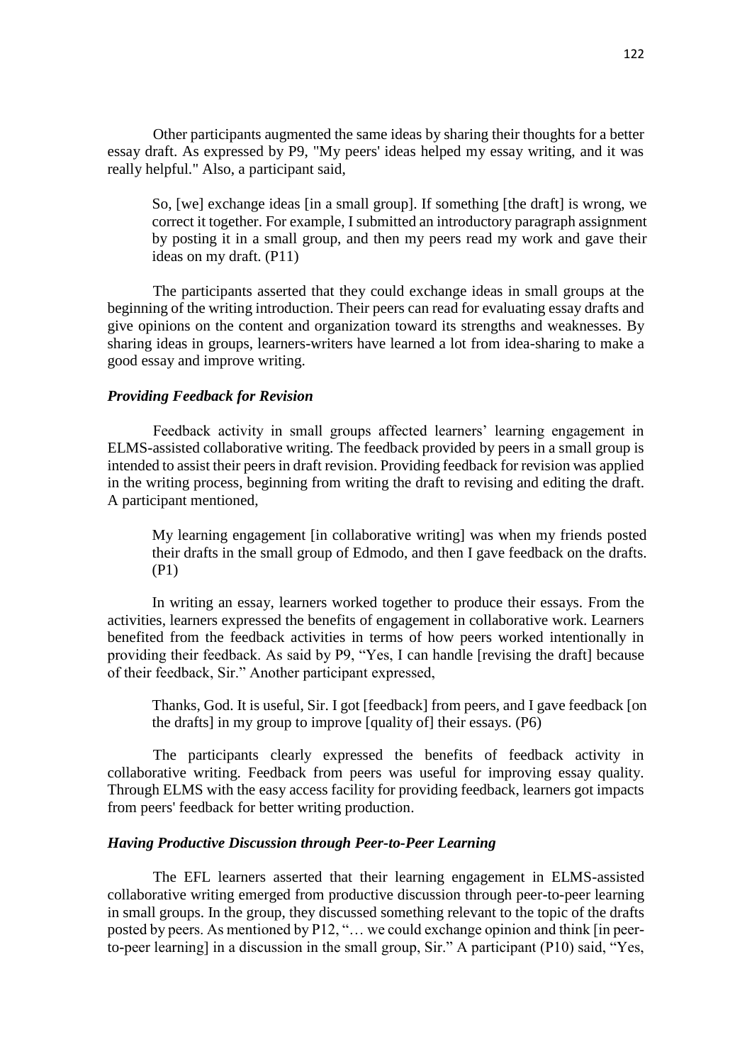Other participants augmented the same ideas by sharing their thoughts for a better essay draft. As expressed by P9, "My peers' ideas helped my essay writing, and it was really helpful." Also, a participant said,

> So, [we] exchange ideas [in a small group]. If something [the draft] is wrong, we correct it together. For example, I submitted an introductory paragraph assignment by posting it in a small group, and then my peers read my work and gave their ideas on my draft. (P11)

The participants asserted that they could exchange ideas in small groups at the beginning of the writing introduction. Their peers can read for evaluating essay drafts and give opinions on the content and organization toward its strengths and weaknesses. By sharing ideas in groups, learners-writers have learned a lot from idea-sharing to make a good essay and improve writing.

### *Providing Feedback for Revision*

Feedback activity in small groups affected learners' learning engagement in ELMS-assisted collaborative writing. The feedback provided by peers in a small group is intended to assist their peers in draft revision. Providing feedback for revision was applied in the writing process, beginning from writing the draft to revising and editing the draft. A participant mentioned,

> My learning engagement [in collaborative writing] was when my friends posted their drafts in the small group of Edmodo, and then I gave feedback on the drafts. (P1)

In writing an essay, learners worked together to produce their essays. From the activities, learners expressed the benefits of engagement in collaborative work. Learners benefited from the feedback activities in terms of how peers worked intentionally in providing their feedback. As said by P9, "Yes, I can handle [revising the draft] because of their feedback, Sir." Another participant expressed,

> Thanks, God. It is useful, Sir. I got [feedback] from peers, and I gave feedback [on the drafts] in my group to improve [quality of] their essays. (P6)

The participants clearly expressed the benefits of feedback activity in collaborative writing. Feedback from peers was useful for improving essay quality. Through ELMS with the easy access facility for providing feedback, learners got impacts from peers' feedback for better writing production.

### *Having Productive Discussion through Peer-to-Peer Learning*

The EFL learners asserted that their learning engagement in ELMS-assisted collaborative writing emerged from productive discussion through peer-to-peer learning in small groups. In the group, they discussed something relevant to the topic of the drafts posted by peers. As mentioned by P12, "… we could exchange opinion and think [in peer-to-peer learning] in a discussion in the small group, Sir." A participant (P10) said, "Yes,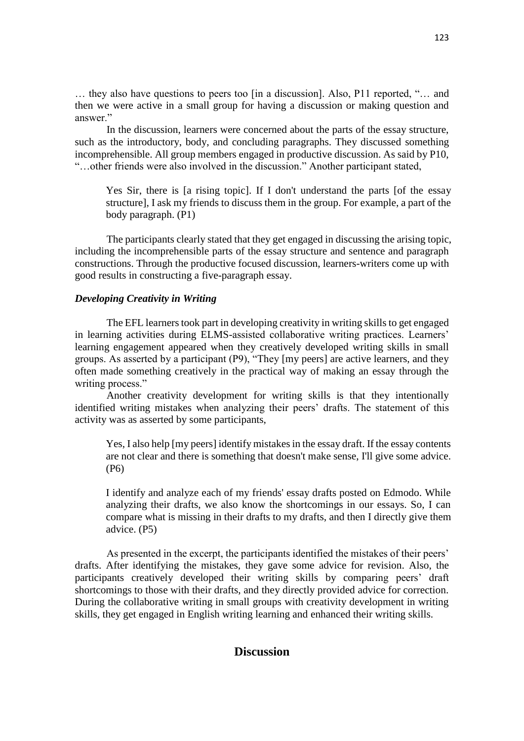… they also have questions to peers too [in a discussion]. Also, P11 reported, "… and then we were active in a small group for having a discussion or making question and answer."

In the discussion, learners were concerned about the parts of the essay structure, such as the introductory, body, and concluding paragraphs. They discussed something incomprehensible. All group members engaged in productive discussion. As said by P10, "…other friends were also involved in the discussion." Another participant stated,

> Yes Sir, there is [a rising topic]. If I don't understand the parts [of the essay structure], I ask my friends to discuss them in the group. For example, a part of the body paragraph. (P1)

The participants clearly stated that they get engaged in discussing the arising topic, including the incomprehensible parts of the essay structure and sentence and paragraph constructions. Through the productive focused discussion, learners-writers come up with good results in constructing a five-paragraph essay.

### *Developing Creativity in Writing*

The EFL learners took part in developing creativity in writing skills to get engaged in learning activities during ELMS-assisted collaborative writing practices. Learners' learning engagement appeared when they creatively developed writing skills in small groups. As asserted by a participant (P9), "They [my peers] are active learners, and they often made something creatively in the practical way of making an essay through the writing process."

Another creativity development for writing skills is that they intentionally identified writing mistakes when analyzing their peers' drafts. The statement of this activity was as asserted by some participants,

> Yes, I also help [my peers] identify mistakes in the essay draft. If the essay contents are not clear and there is something that doesn't make sense, I'll give some advice. (P6)

> I identify and analyze each of my friends' essay drafts posted on Edmodo. While analyzing their drafts, we also know the shortcomings in our essays. So, I can compare what is missing in their drafts to my drafts, and then I directly give them advice. (P5)

As presented in the excerpt, the participants identified the mistakes of their peers' drafts. After identifying the mistakes, they gave some advice for revision. Also, the participants creatively developed their writing skills by comparing peers' draft shortcomings to those with their drafts, and they directly provided advice for correction. During the collaborative writing in small groups with creativity development in writing skills, they get engaged in English writing learning and enhanced their writing skills.

## Discussion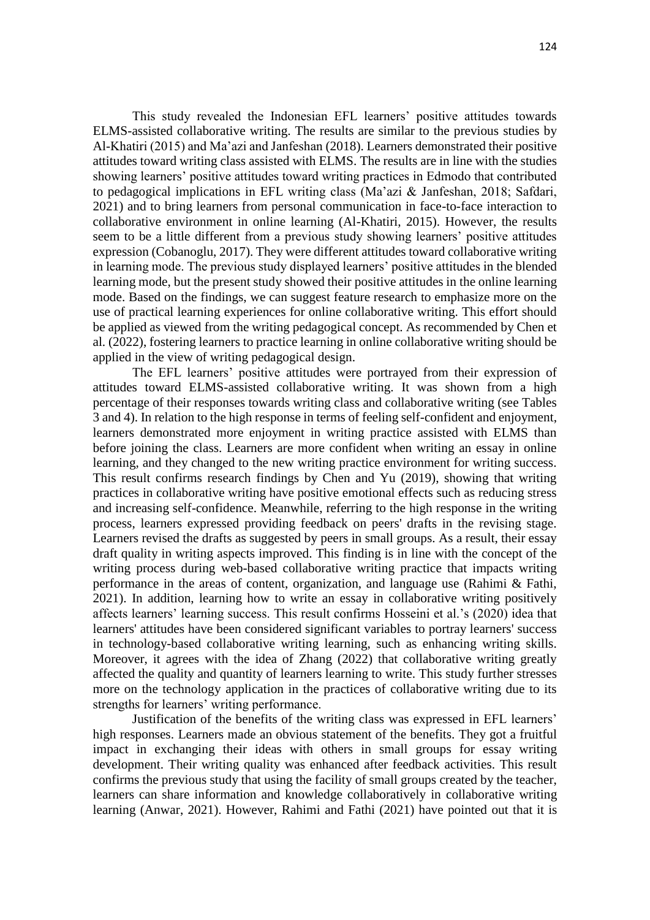This study revealed the Indonesian EFL learners' positive attitudes towards ELMS-assisted collaborative writing. The results are similar to the previous studies by Al-Khatiri (2015) and Ma'azi and Janfeshan (2018). Learners demonstrated their positive attitudes toward writing class assisted with ELMS. The results are in line with the studies showing learners' positive attitudes toward writing practices in Edmodo that contributed to pedagogical implications in EFL writing class (Ma'azi & Janfeshan, 2018; Safdari, 2021) and to bring learners from personal communication in face-to-face interaction to collaborative environment in online learning (Al-Khatiri, 2015). However, the results seem to be a little different from a previous study showing learners' positive attitudes expression (Cobanoglu, 2017). They were different attitudes toward collaborative writing in learning mode. The previous study displayed learners' positive attitudes in the blended learning mode, but the present study showed their positive attitudes in the online learning mode. Based on the findings, we can suggest feature research to emphasize more on the use of practical learning experiences for online collaborative writing. This effort should be applied as viewed from the writing pedagogical concept. As recommended by Chen et al. (2022), fostering learners to practice learning in online collaborative writing should be applied in the view of writing pedagogical design.

The EFL learners' positive attitudes were portrayed from their expression of attitudes toward ELMS-assisted collaborative writing. It was shown from a high percentage of their responses towards writing class and collaborative writing (see Tables 3 and 4). In relation to the high response in terms of feeling self-confident and enjoyment, learners demonstrated more enjoyment in writing practice assisted with ELMS than before joining the class. Learners are more confident when writing an essay in online learning, and they changed to the new writing practice environment for writing success. This result confirms research findings by Chen and Yu (2019), showing that writing practices in collaborative writing have positive emotional effects such as reducing stress and increasing self-confidence. Meanwhile, referring to the high response in the writing process, learners expressed providing feedback on peers' drafts in the revising stage. Learners revised the drafts as suggested by peers in small groups. As a result, their essay draft quality in writing aspects improved. This finding is in line with the concept of the writing process during web-based collaborative writing practice that impacts writing performance in the areas of content, organization, and language use (Rahimi & Fathi, 2021). In addition, learning how to write an essay in collaborative writing positively affects learners' learning success. This result confirms Hosseini et al.'s (2020) idea that learners' attitudes have been considered significant variables to portray learners' success in technology-based collaborative writing learning, such as enhancing writing skills. Moreover, it agrees with the idea of Zhang (2022) that collaborative writing greatly affected the quality and quantity of learners learning to write. This study further stresses more on the technology application in the practices of collaborative writing due to its strengths for learners' writing performance.

Justification of the benefits of the writing class was expressed in EFL learners' high responses. Learners made an obvious statement of the benefits. They got a fruitful impact in exchanging their ideas with others in small groups for essay writing development. Their writing quality was enhanced after feedback activities. This result confirms the previous study that using the facility of small groups created by the teacher, learners can share information and knowledge collaboratively in collaborative writing learning (Anwar, 2021). However, Rahimi and Fathi (2021) have pointed out that it is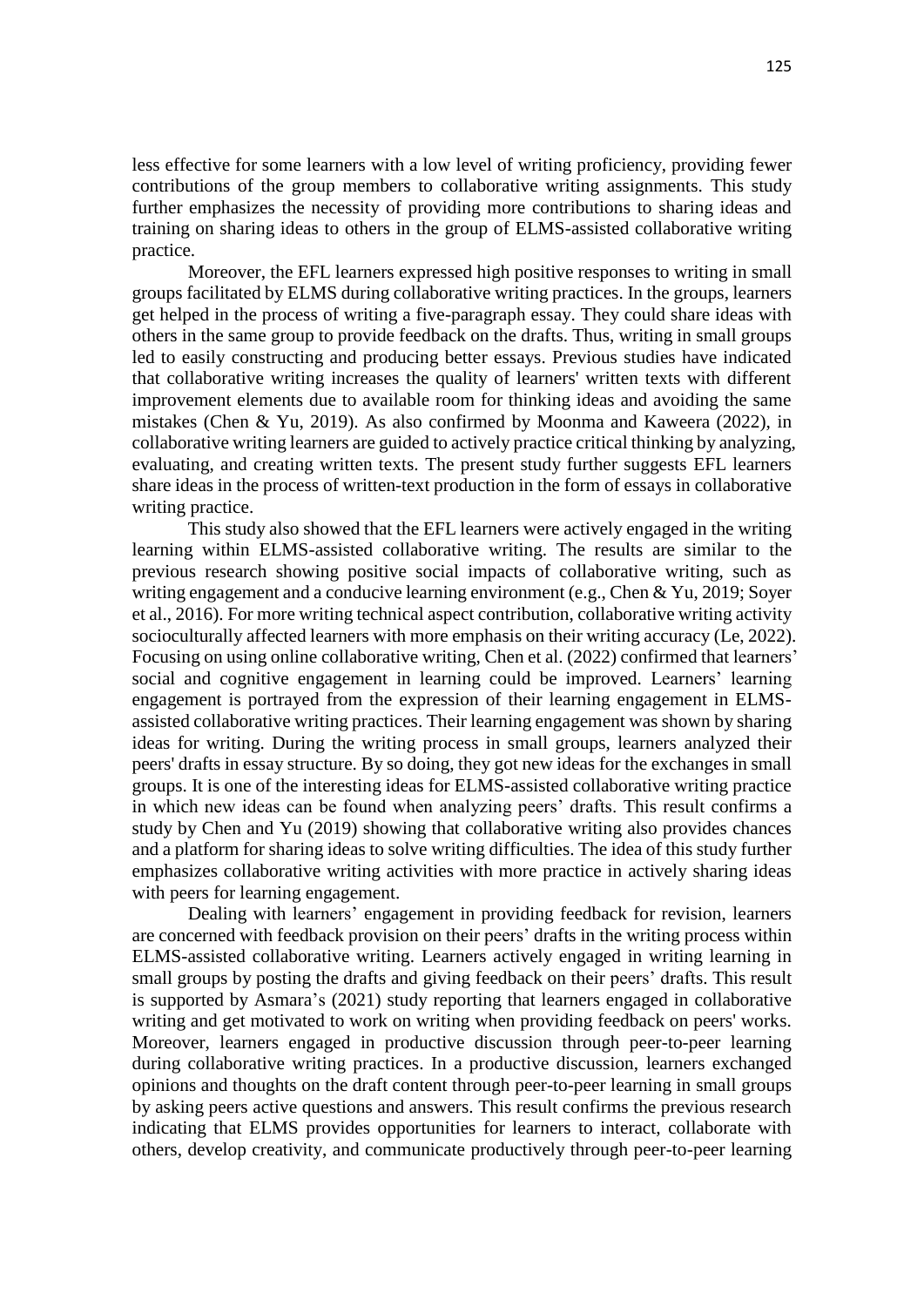less effective for some learners with a low level of writing proficiency, providing fewer contributions of the group members to collaborative writing assignments. This study further emphasizes the necessity of providing more contributions to sharing ideas and training on sharing ideas to others in the group of ELMS-assisted collaborative writing practice.

Moreover, the EFL learners expressed high positive responses to writing in small groups facilitated by ELMS during collaborative writing practices. In the groups, learners get helped in the process of writing a five-paragraph essay. They could share ideas with others in the same group to provide feedback on the drafts. Thus, writing in small groups led to easily constructing and producing better essays. Previous studies have indicated that collaborative writing increases the quality of learners' written texts with different improvement elements due to available room for thinking ideas and avoiding the same mistakes (Chen & Yu, 2019). As also confirmed by Moonma and Kaweera (2022), in collaborative writing learners are guided to actively practice critical thinking by analyzing, evaluating, and creating written texts. The present study further suggests EFL learners share ideas in the process of written-text production in the form of essays in collaborative writing practice.

This study also showed that the EFL learners were actively engaged in the writing learning within ELMS-assisted collaborative writing. The results are similar to the previous research showing positive social impacts of collaborative writing, such as writing engagement and a conducive learning environment (e.g., Chen & Yu, 2019; Soyer et al., 2016). For more writing technical aspect contribution, collaborative writing activity socioculturally affected learners with more emphasis on their writing accuracy (Le, 2022). Focusing on using online collaborative writing, Chen et al. (2022) confirmed that learners' social and cognitive engagement in learning could be improved. Learners' learning engagement is portrayed from the expression of their learning engagement in ELMS-assisted collaborative writing practices. Their learning engagement was shown by sharing ideas for writing. During the writing process in small groups, learners analyzed their peers' drafts in essay structure. By so doing, they got new ideas for the exchanges in small groups. It is one of the interesting ideas for ELMS-assisted collaborative writing practice in which new ideas can be found when analyzing peers' drafts. This result confirms a study by Chen and Yu (2019) showing that collaborative writing also provides chances and a platform for sharing ideas to solve writing difficulties. The idea of this study further emphasizes collaborative writing activities with more practice in actively sharing ideas with peers for learning engagement.

Dealing with learners' engagement in providing feedback for revision, learners are concerned with feedback provision on their peers' drafts in the writing process within ELMS-assisted collaborative writing. Learners actively engaged in writing learning in small groups by posting the drafts and giving feedback on their peers' drafts. This result is supported by Asmara's (2021) study reporting that learners engaged in collaborative writing and get motivated to work on writing when providing feedback on peers' works. Moreover, learners engaged in productive discussion through peer-to-peer learning during collaborative writing practices. In a productive discussion, learners exchanged opinions and thoughts on the draft content through peer-to-peer learning in small groups by asking peers active questions and answers. This result confirms the previous research indicating that ELMS provides opportunities for learners to interact, collaborate with others, develop creativity, and communicate productively through peer-to-peer learning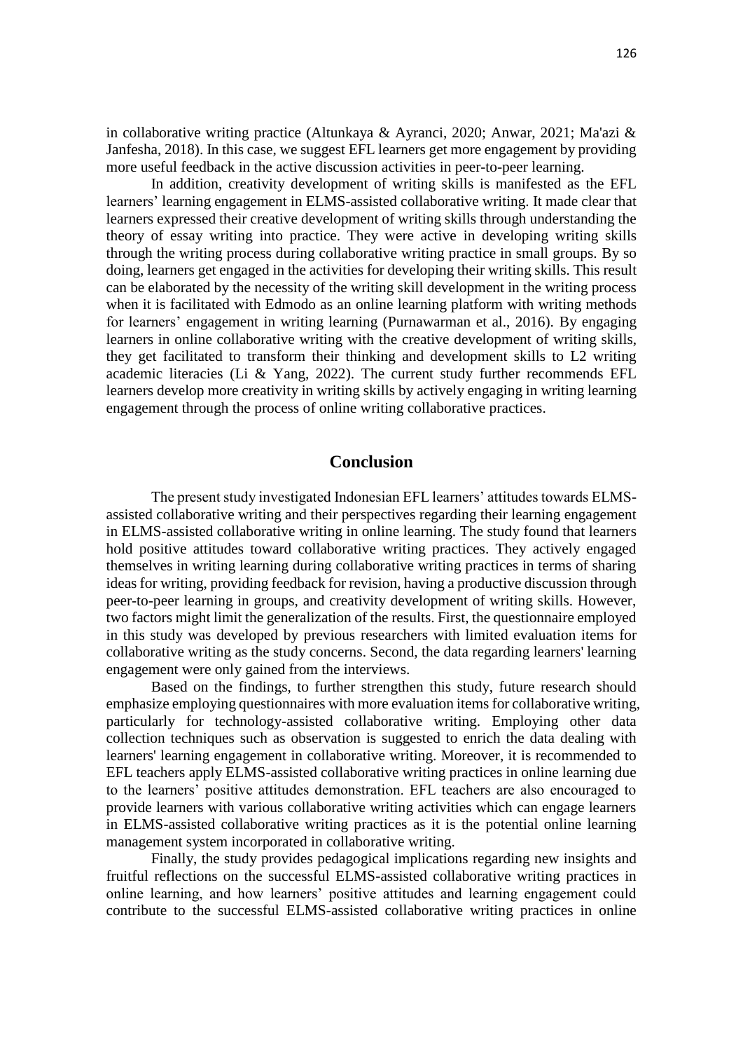in collaborative writing practice (Altunkaya & Ayranci, 2020; Anwar, 2021; Ma'azi & Janfesha, 2018). In this case, we suggest EFL learners get more engagement by providing more useful feedback in the active discussion activities in peer-to-peer learning.

In addition, creativity development of writing skills is manifested as the EFL learners' learning engagement in ELMS-assisted collaborative writing. It made clear that learners expressed their creative development of writing skills through understanding the theory of essay writing into practice. They were active in developing writing skills through the writing process during collaborative writing practice in small groups. By so doing, learners get engaged in the activities for developing their writing skills. This result can be elaborated by the necessity of the writing skill development in the writing process when it is facilitated with Edmodo as an online learning platform with writing methods for learners' engagement in writing learning (Purnawarman et al., 2016). By engaging learners in online collaborative writing with the creative development of writing skills, they get facilitated to transform their thinking and development skills to L2 writing academic literacies (Li & Yang, 2022). The current study further recommends EFL learners develop more creativity in writing skills by actively engaging in writing learning engagement through the process of online writing collaborative practices.

## Conclusion

The present study investigated Indonesian EFL learners' attitudes towards ELMS-assisted collaborative writing and their perspectives regarding their learning engagement in ELMS-assisted collaborative writing in online learning. The study found that learners hold positive attitudes toward collaborative writing practices. They actively engaged themselves in writing learning during collaborative writing practices in terms of sharing ideas for writing, providing feedback for revision, having a productive discussion through peer-to-peer learning in groups, and creativity development of writing skills. However, two factors might limit the generalization of the results. First, the questionnaire employed in this study was developed by previous researchers with limited evaluation items for collaborative writing as the study concerns. Second, the data regarding learners' learning engagement were only gained from the interviews.

Based on the findings, to further strengthen this study, future research should emphasize employing questionnaires with more evaluation items for collaborative writing, particularly for technology-assisted collaborative writing. Employing other data collection techniques such as observation is suggested to enrich the data dealing with learners' learning engagement in collaborative writing. Moreover, it is recommended to EFL teachers apply ELMS-assisted collaborative writing practices in online learning due to the learners' positive attitudes demonstration. EFL teachers are also encouraged to provide learners with various collaborative writing activities which can engage learners in ELMS-assisted collaborative writing practices as it is the potential online learning management system incorporated in collaborative writing.

Finally, the study provides pedagogical implications regarding new insights and fruitful reflections on the successful ELMS-assisted collaborative writing practices in online learning, and how learners' positive attitudes and learning engagement could contribute to the successful ELMS-assisted collaborative writing practices in online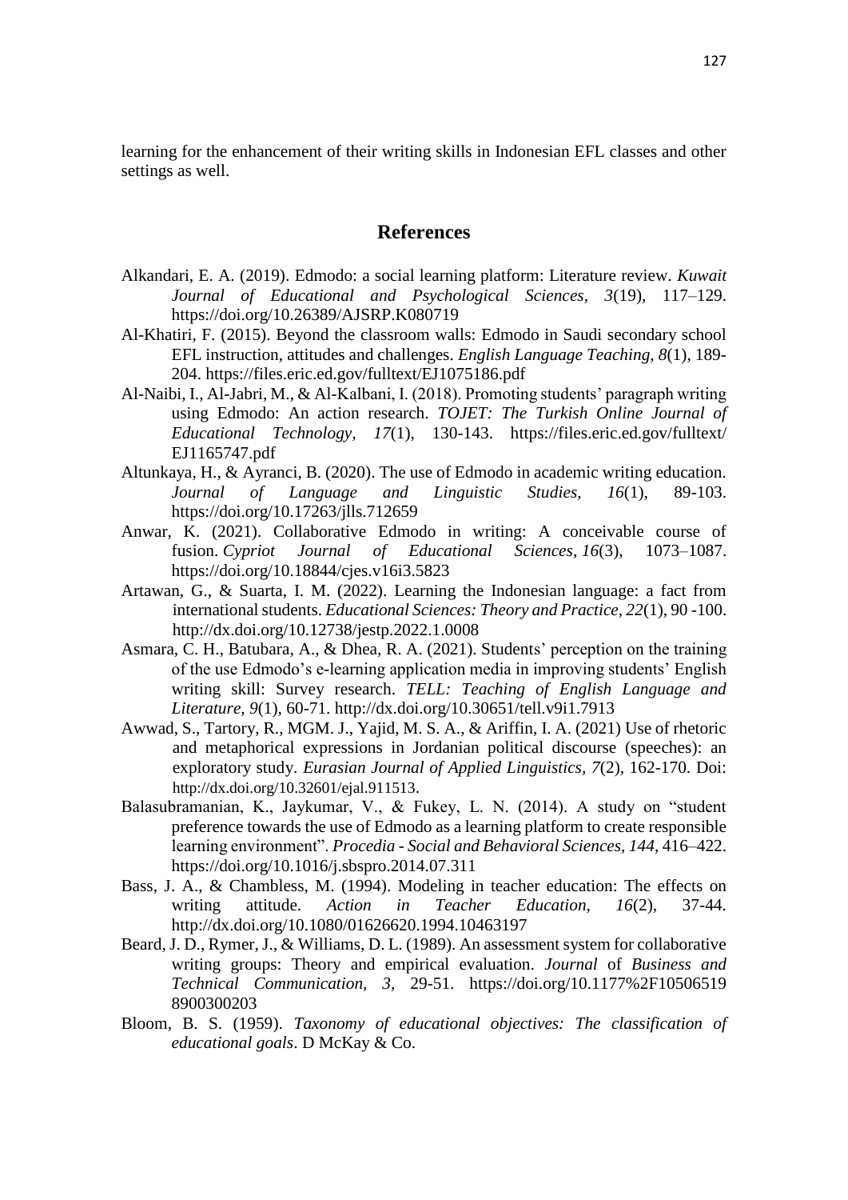learning for the enhancement of their writing skills in Indonesian EFL classes and other settings as well.

## References

Alkandari, E. A. (2019). Edmodo: a social learning platform: Literature review. *Kuwait Journal of Educational and Psychological Sciences*, *3*(19), 117–129. https://doi.org/10.26389/AJSRP.K080719

Al-Khatiri, F. (2015). Beyond the classroom walls: Edmodo in Saudi secondary school EFL instruction, attitudes and challenges. *English Language Teaching, 8*(1), 189-204. https://files.eric.ed.gov/fulltext/EJ1075186.pdf

Al-Naibi, I., Al-Jabri, M., & Al-Kalbani, I. (2018). Promoting students' paragraph writing using Edmodo: An action research. *TOJET: The Turkish Online Journal of Educational Technology, 17*(1), 130-143. https://files.eric.ed.gov/fulltext/EJ1165747.pdf

Altunkaya, H., & Ayranci, B. (2020). The use of Edmodo in academic writing education. *Journal of Language and Linguistic Studies, 16*(1), 89-103. https://doi.org/10.17263/jlls.712659

Anwar, K. (2021). Collaborative Edmodo in writing: A conceivable course of fusion. *Cypriot Journal of Educational Sciences*, *16*(3), 1073–1087. https://doi.org/10.18844/cjes.v16i3.5823

Artawan, G., & Suarta, I. M. (2022). Learning the Indonesian language: a fact from international students. *Educational Sciences: Theory and Practice, 22*(1), 90 -100. http://dx.doi.org/10.12738/jestp.2022.1.0008

Asmara, C. H., Batubara, A., & Dhea, R. A. (2021). Students' perception on the training of the use Edmodo's e-learning application media in improving students' English writing skill: Survey research. *TELL: Teaching of English Language and Literature, 9*(1), 60-71. http://dx.doi.org/10.30651/tell.v9i1.7913

Awwad, S., Tartory, R., MGM. J., Yajid, M. S. A., & Ariffin, I. A. (2021) Use of rhetoric and metaphorical expressions in Jordanian political discourse (speeches): an exploratory study. *Eurasian Journal of Applied Linguistics*, *7*(2), 162-170. Doi: http://dx.doi.org/10.32601/ejal.911513.

Balasubramanian, K., Jaykumar, V., & Fukey, L. N. (2014). A study on "student preference towards the use of Edmodo as a learning platform to create responsible learning environment". *Procedia - Social and Behavioral Sciences, 144*, 416–422. https://doi.org/10.1016/j.sbspro.2014.07.311

Bass, J. A., & Chambless, M. (1994). Modeling in teacher education: The effects on writing attitude. *Action in Teacher Education, 16*(2), 37-44. http://dx.doi.org/10.1080/01626620.1994.10463197

Beard, J. D., Rymer, J., & Williams, D. L. (1989). An assessment system for collaborative writing groups: Theory and empirical evaluation. *Journal* of *Business and Technical Communication, 3,* 29-51. https://doi.org/10.1177%2F105065198900300203

Bloom, B. S. (1959). *Taxonomy of educational objectives: The classification of educational goals*. D McKay & Co.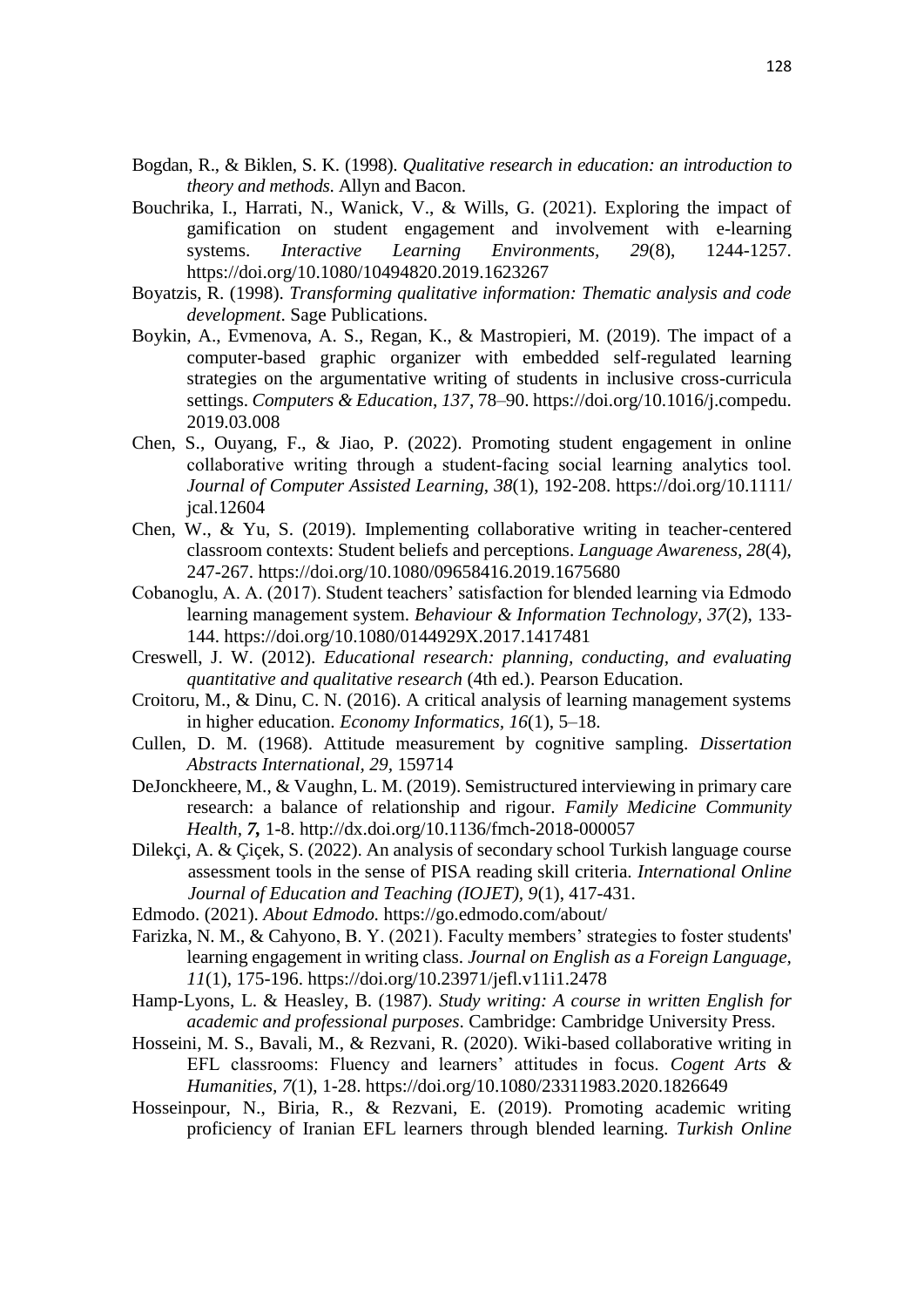Bogdan, R., & Biklen, S. K. (1998). *Qualitative research in education: an introduction to theory and methods*. Allyn and Bacon.

Bouchrika, I., Harrati, N., Wanick, V., & Wills, G. (2021). Exploring the impact of gamification on student engagement and involvement with e-learning systems. *Interactive Learning Environments*, *29*(8), 1244-1257. https://doi.org/10.1080/10494820.2019.1623267

Boyatzis, R. (1998). *Transforming qualitative information: Thematic analysis and code development*. Sage Publications.

Boykin, A., Evmenova, A. S., Regan, K., & Mastropieri, M. (2019). The impact of a computer-based graphic organizer with embedded self-regulated learning strategies on the argumentative writing of students in inclusive cross-curricula settings. *Computers & Education*, *137*, 78–90. https://doi.org/10.1016/j.compedu.2019.03.008

Chen, S., Ouyang, F., & Jiao, P. (2022). Promoting student engagement in online collaborative writing through a student-facing social learning analytics tool. *Journal of Computer Assisted Learning*, *38*(1), 192-208. https://doi.org/10.1111/jcal.12604

Chen, W., & Yu, S. (2019). Implementing collaborative writing in teacher-centered classroom contexts: Student beliefs and perceptions. *Language Awareness*, *28*(4), 247-267. https://doi.org/10.1080/09658416.2019.1675680

Cobanoglu, A. A. (2017). Student teachers' satisfaction for blended learning via Edmodo learning management system. *Behaviour & Information Technology*, *37*(2), 133-144. https://doi.org/10.1080/0144929X.2017.1417481

Creswell, J. W. (2012). *Educational research: planning, conducting, and evaluating quantitative and qualitative research* (4th ed.). Pearson Education.

Croitoru, M., & Dinu, C. N. (2016). A critical analysis of learning management systems in higher education. *Economy Informatics*, *16*(1), 5–18.

Cullen, D. M. (1968). Attitude measurement by cognitive sampling. *Dissertation Abstracts International*, *29*, 159714

DeJonckheere, M., & Vaughn, L. M. (2019). Semistructured interviewing in primary care research: a balance of relationship and rigour. *Family Medicine Community Health, **7**,* 1-8. http://dx.doi.org/10.1136/fmch-2018-000057

Dilekçi, A. & Çiçek, S. (2022). An analysis of secondary school Turkish language course assessment tools in the sense of PISA reading skill criteria. *International Online Journal of Education and Teaching (IOJET)*, *9*(1), 417-431.

Edmodo. (2021). *About Edmodo.* https://go.edmodo.com/about/

Farizka, N. M., & Cahyono, B. Y. (2021). Faculty members' strategies to foster students' learning engagement in writing class. *Journal on English as a Foreign Language, 11*(1), 175-196. https://doi.org/10.23971/jefl.v11i1.2478

Hamp-Lyons, L. & Heasley, B. (1987). *Study writing: A course in written English for academic and professional purposes*. Cambridge: Cambridge University Press.

Hosseini, M. S., Bavali, M., & Rezvani, R. (2020). Wiki-based collaborative writing in EFL classrooms: Fluency and learners' attitudes in focus. *Cogent Arts & Humanities*, *7*(1), 1-28. https://doi.org/10.1080/23311983.2020.1826649

Hosseinpour, N., Biria, R., & Rezvani, E. (2019). Promoting academic writing proficiency of Iranian EFL learners through blended learning. *Turkish Online*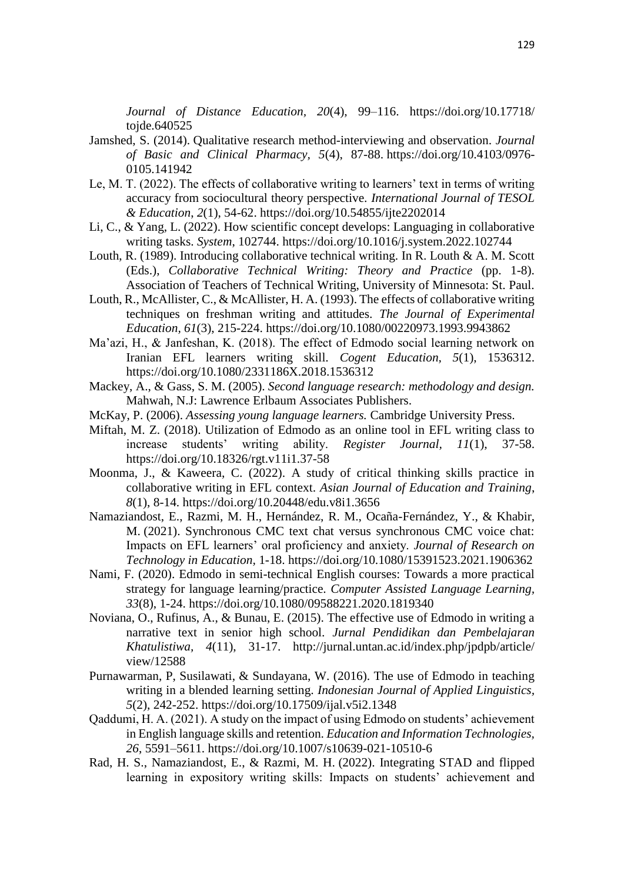*Journal of Distance Education*, *20*(4), 99–116. https://doi.org/10.17718/tojde.640525

Jamshed, S. (2014). Qualitative research method-interviewing and observation. *Journal of Basic and Clinical Pharmacy*, *5*(4), 87-88. https://doi.org/10.4103/0976-0105.141942

Le, M. T. (2022). The effects of collaborative writing to learners' text in terms of writing accuracy from sociocultural theory perspective. *International Journal of TESOL & Education*, *2*(1), 54-62. https://doi.org/10.54855/ijte2202014

Li, C., & Yang, L. (2022). How scientific concept develops: Languaging in collaborative writing tasks. *System*, 102744. https://doi.org/10.1016/j.system.2022.102744

Louth, R. (1989). Introducing collaborative technical writing. In R. Louth & A. M. Scott (Eds.), *Collaborative Technical Writing: Theory and Practice* (pp. 1-8). Association of Teachers of Technical Writing, University of Minnesota: St. Paul.

Louth, R., McAllister, C., & McAllister, H. A. (1993). The effects of collaborative writing techniques on freshman writing and attitudes. *The Journal of Experimental Education*, *61*(3), 215-224. https://doi.org/10.1080/00220973.1993.9943862

Ma'azi, H., & Janfeshan, K. (2018). The effect of Edmodo social learning network on Iranian EFL learners writing skill. *Cogent Education*, *5*(1), 1536312. https://doi.org/10.1080/2331186X.2018.1536312

Mackey, A., & Gass, S. M. (2005). *Second language research: methodology and design.* Mahwah, N.J: Lawrence Erlbaum Associates Publishers.

McKay, P. (2006). *Assessing young language learners.* Cambridge University Press.

Miftah, M. Z. (2018). Utilization of Edmodo as an online tool in EFL writing class to increase students' writing ability. *Register Journal*, *11*(1), 37-58. https://doi.org/10.18326/rgt.v11i1.37-58

Moonma, J., & Kaweera, C. (2022). A study of critical thinking skills practice in collaborative writing in EFL context. *Asian Journal of Education and Training*, *8*(1), 8-14. https://doi.org/10.20448/edu.v8i1.3656

Namaziandost, E., Razmi, M. H., Hernández, R. M., Ocaña-Fernández, Y., & Khabir, M. (2021). Synchronous CMC text chat versus synchronous CMC voice chat: Impacts on EFL learners' oral proficiency and anxiety. *Journal of Research on Technology in Education,* 1-18. https://doi.org/10.1080/15391523.2021.1906362

Nami, F. (2020). Edmodo in semi-technical English courses: Towards a more practical strategy for language learning/practice. *Computer Assisted Language Learning*, *33*(8), 1-24. https://doi.org/10.1080/09588221.2020.1819340

Noviana, O., Rufinus, A., & Bunau, E. (2015). The effective use of Edmodo in writing a narrative text in senior high school. *Jurnal Pendidikan dan Pembelajaran Khatulistiwa*, *4*(11), 31-17. http://jurnal.untan.ac.id/index.php/jpdpb/article/view/12588

Purnawarman, P, Susilawati, & Sundayana, W. (2016). The use of Edmodo in teaching writing in a blended learning setting. *Indonesian Journal of Applied Linguistics*, *5*(2), 242-252. https://doi.org/10.17509/ijal.v5i2.1348

Qaddumi, H. A. (2021). A study on the impact of using Edmodo on students' achievement in English language skills and retention. *Education and Information Technologies*, *26*, 5591–5611. https://doi.org/10.1007/s10639-021-10510-6

Rad, H. S., Namaziandost, E., & Razmi, M. H. (2022). Integrating STAD and flipped learning in expository writing skills: Impacts on students' achievement and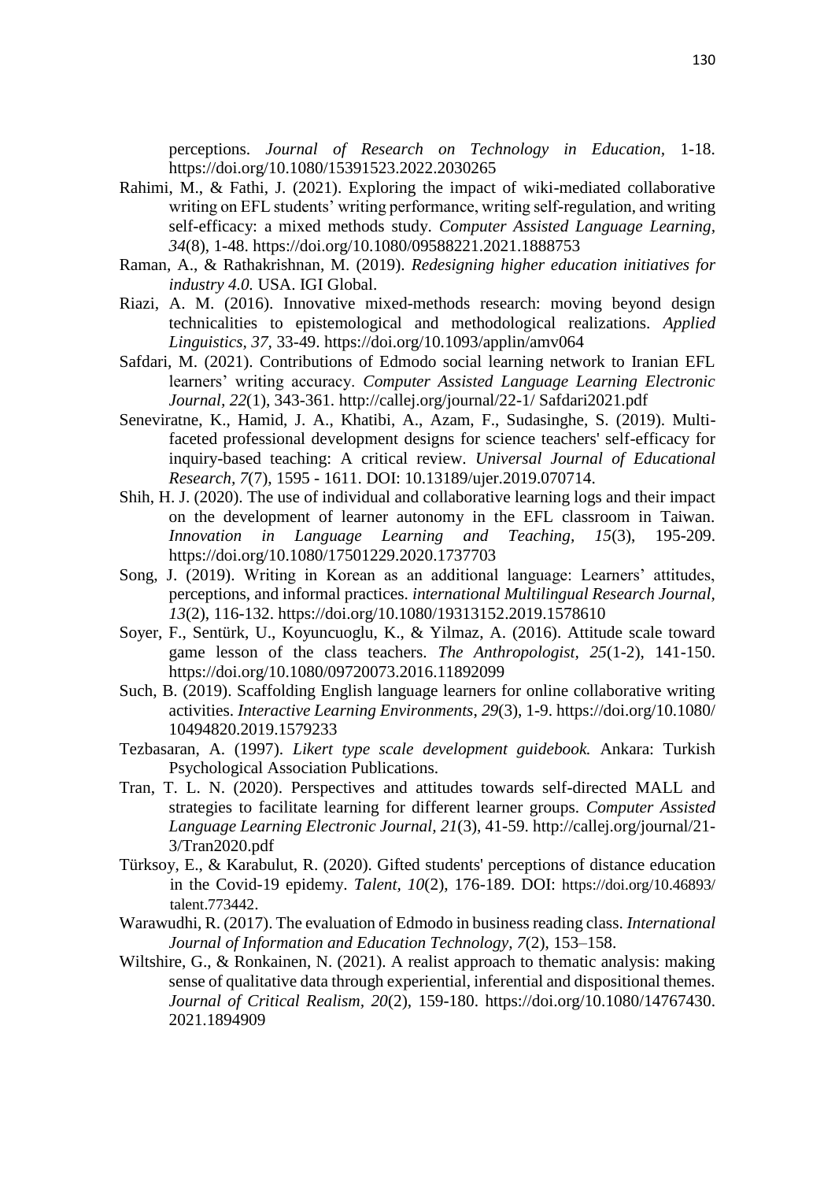perceptions. *Journal of Research on Technology in Education,* 1-18. https://doi.org/10.1080/15391523.2022.2030265

Rahimi, M., & Fathi, J. (2021). Exploring the impact of wiki-mediated collaborative writing on EFL students' writing performance, writing self-regulation, and writing self-efficacy: a mixed methods study. *Computer Assisted Language Learning, 34*(8), 1-48. https://doi.org/10.1080/09588221.2021.1888753

Raman, A., & Rathakrishnan, M. (2019). *Redesigning higher education initiatives for industry 4.0.* USA. IGI Global.

Riazi, A. M. (2016). Innovative mixed-methods research: moving beyond design technicalities to epistemological and methodological realizations. *Applied Linguistics, 37,* 33-49. https://doi.org/10.1093/applin/amv064

Safdari, M. (2021). Contributions of Edmodo social learning network to Iranian EFL learners' writing accuracy. *Computer Assisted Language Learning Electronic Journal, 22*(1), 343-361. http://callej.org/journal/22-1/ Safdari2021.pdf

Seneviratne, K., Hamid, J. A., Khatibi, A., Azam, F., Sudasinghe, S. (2019). Multi-faceted professional development designs for science teachers' self-efficacy for inquiry-based teaching: A critical review. *Universal Journal of Educational Research, 7*(7), 1595 - 1611. DOI: 10.13189/ujer.2019.070714.

Shih, H. J. (2020). The use of individual and collaborative learning logs and their impact on the development of learner autonomy in the EFL classroom in Taiwan. *Innovation in Language Learning and Teaching, 15*(3), 195-209. https://doi.org/10.1080/17501229.2020.1737703

Song, J. (2019). Writing in Korean as an additional language: Learners' attitudes, perceptions, and informal practices. *international Multilingual Research Journal, 13*(2), 116-132. https://doi.org/10.1080/19313152.2019.1578610

Soyer, F., Sentürk, U., Koyuncuoglu, K., & Yilmaz, A. (2016). Attitude scale toward game lesson of the class teachers. *The Anthropologist, 25*(1-2), 141-150. https://doi.org/10.1080/09720073.2016.11892099

Such, B. (2019). Scaffolding English language learners for online collaborative writing activities. *Interactive Learning Environments, 29*(3), 1-9. https://doi.org/10.1080/ 10494820.2019.1579233

Tezbasaran, A. (1997). *Likert type scale development guidebook.* Ankara: Turkish Psychological Association Publications.

Tran, T. L. N. (2020). Perspectives and attitudes towards self-directed MALL and strategies to facilitate learning for different learner groups. *Computer Assisted Language Learning Electronic Journal, 21*(3), 41-59. http://callej.org/journal/21-3/Tran2020.pdf

Türksoy, E., & Karabulut, R. (2020). Gifted students' perceptions of distance education in the Covid-19 epidemy. *Talent, 10*(2), 176-189. DOI: https://doi.org/10.46893/ talent.773442.

Warawudhi, R. (2017). The evaluation of Edmodo in business reading class. *International Journal of Information and Education Technology, 7*(2), 153–158.

Wiltshire, G., & Ronkainen, N. (2021). A realist approach to thematic analysis: making sense of qualitative data through experiential, inferential and dispositional themes. *Journal of Critical Realism, 20*(2), 159-180. https://doi.org/10.1080/14767430. 2021.1894909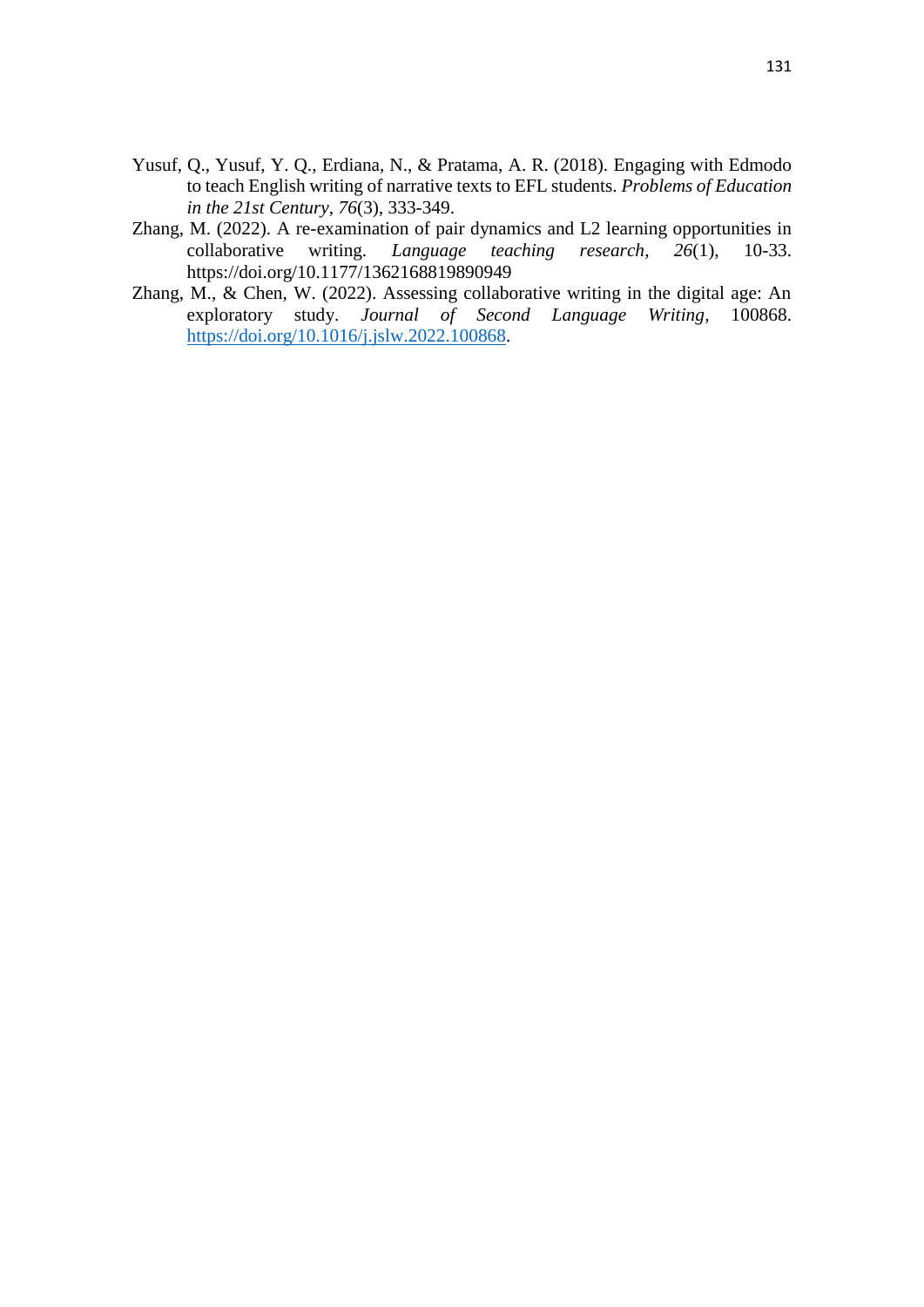Yusuf, Q., Yusuf, Y. Q., Erdiana, N., & Pratama, A. R. (2018). Engaging with Edmodo to teach English writing of narrative texts to EFL students. *Problems of Education in the 21st Century*, *76*(3), 333-349.

Zhang, M. (2022). A re-examination of pair dynamics and L2 learning opportunities in collaborative writing. *Language teaching research*, *26*(1), 10-33. https://doi.org/10.1177/1362168819890949

Zhang, M., & Chen, W. (2022). Assessing collaborative writing in the digital age: An exploratory study. *Journal of Second Language Writing*, 100868. https://doi.org/10.1016/j.jslw.2022.100868.